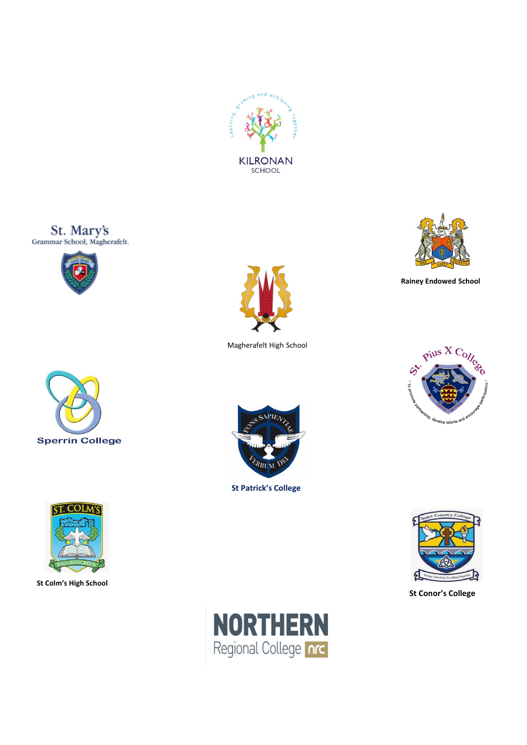KILRONAN SCHOOL

St. Mary's Grammar School, Magherafelt.

Rainey Endowed School

Magherafelt High School

St. Pius X College

Sperrin College

St Patrick's College

St Colm's High School

St Conor's College

NORTHERN Regional College nrc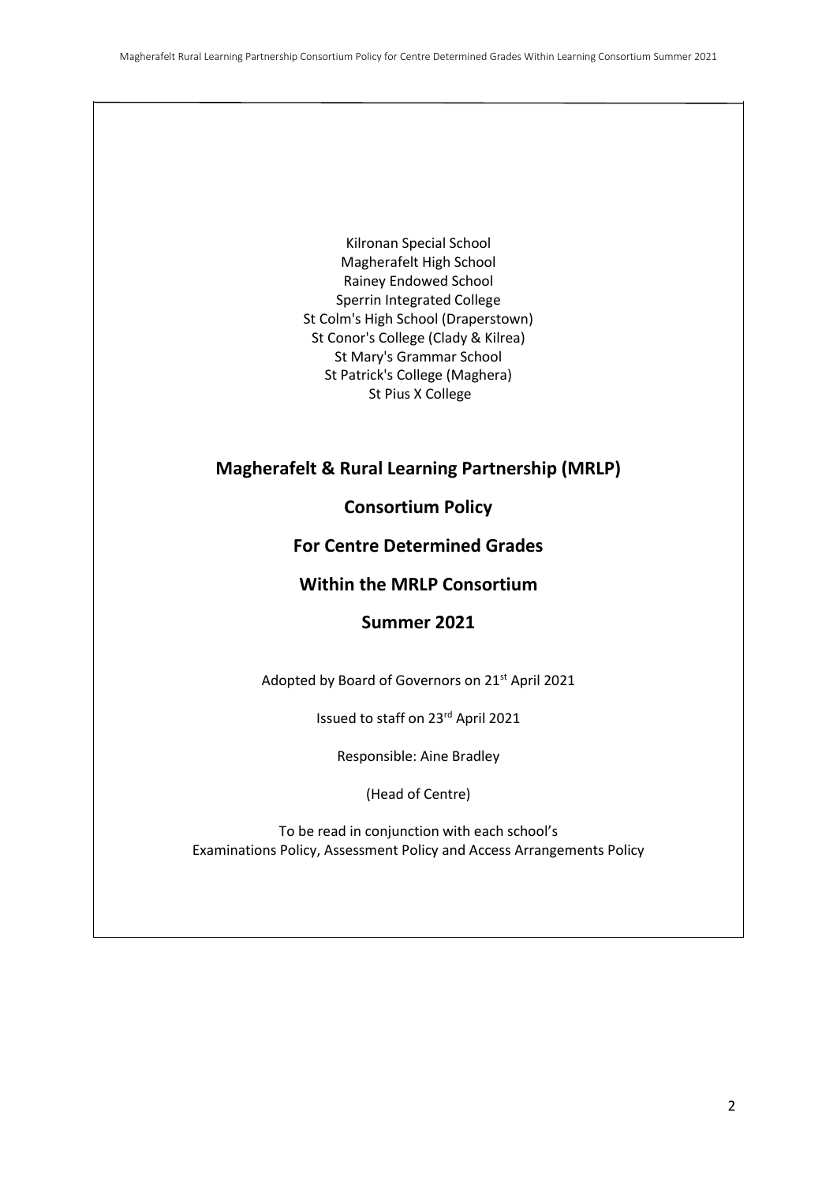Kilronan Special School
Magherafelt High School
Rainey Endowed School
Sperrin Integrated College
St Colm's High School (Draperstown)
St Conor's College (Clady & Kilrea)
St Mary's Grammar School
St Patrick's College (Maghera)
St Pius X College

# Magherafelt & Rural Learning Partnership (MRLP)

# Consortium Policy

# For Centre Determined Grades

# Within the MRLP Consortium

# Summer 2021

Adopted by Board of Governors on 21st April 2021

Issued to staff on 23rd April 2021

Responsible: Aine Bradley

(Head of Centre)

To be read in conjunction with each school's
Examinations Policy, Assessment Policy and Access Arrangements Policy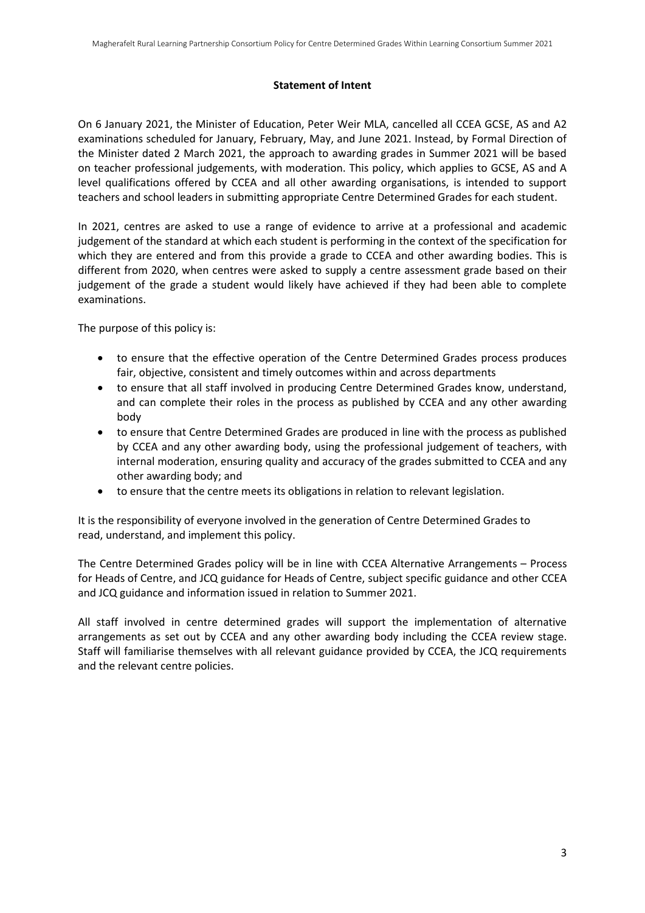## Statement of Intent

On 6 January 2021, the Minister of Education, Peter Weir MLA, cancelled all CCEA GCSE, AS and A2 examinations scheduled for January, February, May, and June 2021. Instead, by Formal Direction of the Minister dated 2 March 2021, the approach to awarding grades in Summer 2021 will be based on teacher professional judgements, with moderation. This policy, which applies to GCSE, AS and A level qualifications offered by CCEA and all other awarding organisations, is intended to support teachers and school leaders in submitting appropriate Centre Determined Grades for each student.

In 2021, centres are asked to use a range of evidence to arrive at a professional and academic judgement of the standard at which each student is performing in the context of the specification for which they are entered and from this provide a grade to CCEA and other awarding bodies. This is different from 2020, when centres were asked to supply a centre assessment grade based on their judgement of the grade a student would likely have achieved if they had been able to complete examinations.

The purpose of this policy is:

- to ensure that the effective operation of the Centre Determined Grades process produces fair, objective, consistent and timely outcomes within and across departments
- to ensure that all staff involved in producing Centre Determined Grades know, understand, and can complete their roles in the process as published by CCEA and any other awarding body
- to ensure that Centre Determined Grades are produced in line with the process as published by CCEA and any other awarding body, using the professional judgement of teachers, with internal moderation, ensuring quality and accuracy of the grades submitted to CCEA and any other awarding body; and
- to ensure that the centre meets its obligations in relation to relevant legislation.

It is the responsibility of everyone involved in the generation of Centre Determined Grades to read, understand, and implement this policy.

The Centre Determined Grades policy will be in line with CCEA Alternative Arrangements – Process for Heads of Centre, and JCQ guidance for Heads of Centre, subject specific guidance and other CCEA and JCQ guidance and information issued in relation to Summer 2021.

All staff involved in centre determined grades will support the implementation of alternative arrangements as set out by CCEA and any other awarding body including the CCEA review stage. Staff will familiarise themselves with all relevant guidance provided by CCEA, the JCQ requirements and the relevant centre policies.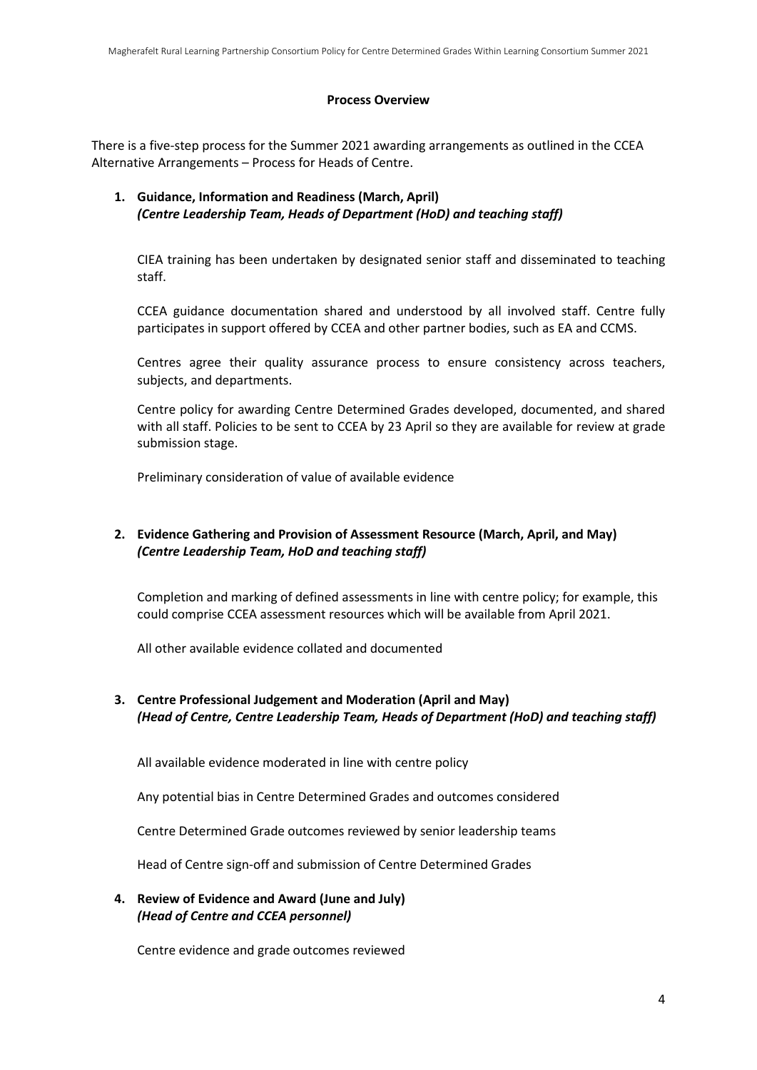## Process Overview

There is a five-step process for the Summer 2021 awarding arrangements as outlined in the CCEA Alternative Arrangements – Process for Heads of Centre.

1. **Guidance, Information and Readiness (March, April)**
   ***(Centre Leadership Team, Heads of Department (HoD) and teaching staff)***

   CIEA training has been undertaken by designated senior staff and disseminated to teaching staff.

   CCEA guidance documentation shared and understood by all involved staff. Centre fully participates in support offered by CCEA and other partner bodies, such as EA and CCMS.

   Centres agree their quality assurance process to ensure consistency across teachers, subjects, and departments.

   Centre policy for awarding Centre Determined Grades developed, documented, and shared with all staff. Policies to be sent to CCEA by 23 April so they are available for review at grade submission stage.

   Preliminary consideration of value of available evidence

2. **Evidence Gathering and Provision of Assessment Resource (March, April, and May)**
   ***(Centre Leadership Team, HoD and teaching staff)***

   Completion and marking of defined assessments in line with centre policy; for example, this could comprise CCEA assessment resources which will be available from April 2021.

   All other available evidence collated and documented

3. **Centre Professional Judgement and Moderation (April and May)**
   ***(Head of Centre, Centre Leadership Team, Heads of Department (HoD) and teaching staff)***

   All available evidence moderated in line with centre policy

   Any potential bias in Centre Determined Grades and outcomes considered

   Centre Determined Grade outcomes reviewed by senior leadership teams

   Head of Centre sign-off and submission of Centre Determined Grades

4. **Review of Evidence and Award (June and July)**
   ***(Head of Centre and CCEA personnel)***

   Centre evidence and grade outcomes reviewed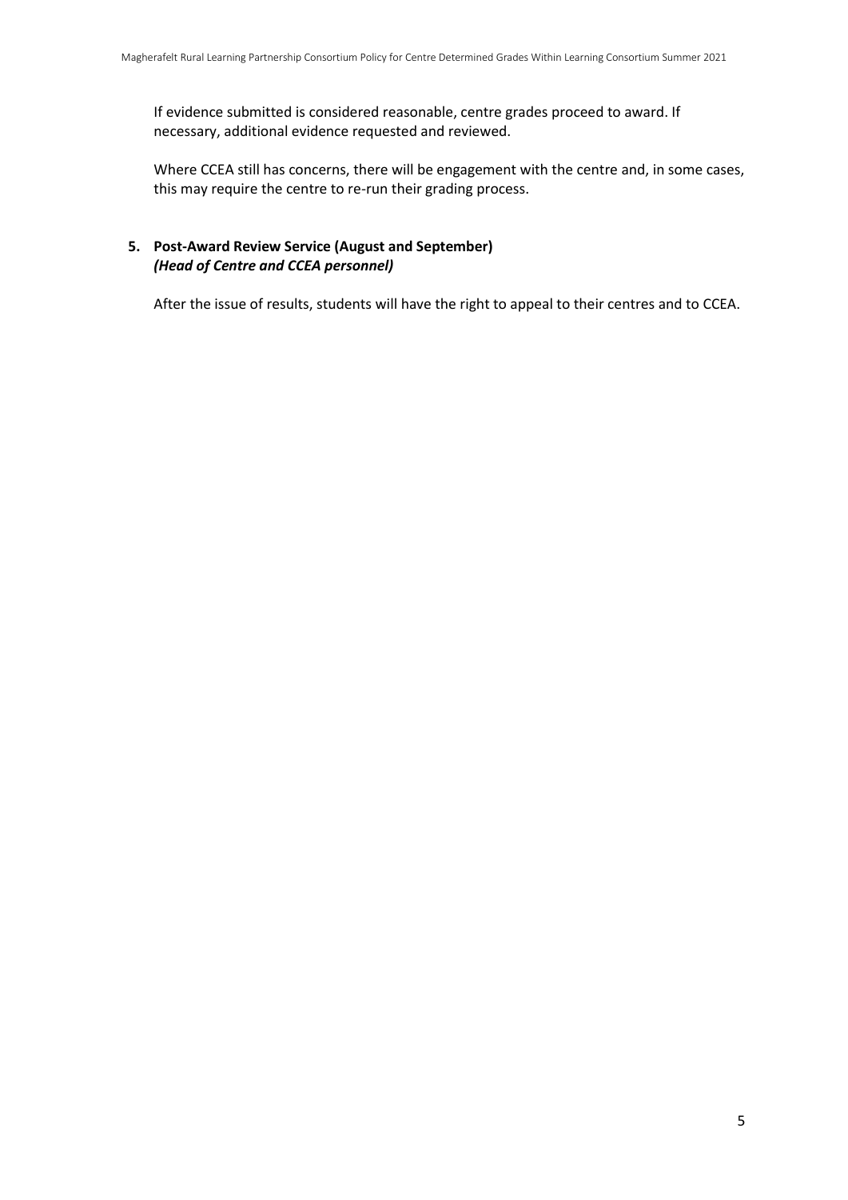If evidence submitted is considered reasonable, centre grades proceed to award. If necessary, additional evidence requested and reviewed.

Where CCEA still has concerns, there will be engagement with the centre and, in some cases, this may require the centre to re-run their grading process.

5. **Post-Award Review Service (August and September)**
   ***(Head of Centre and CCEA personnel)***

   After the issue of results, students will have the right to appeal to their centres and to CCEA.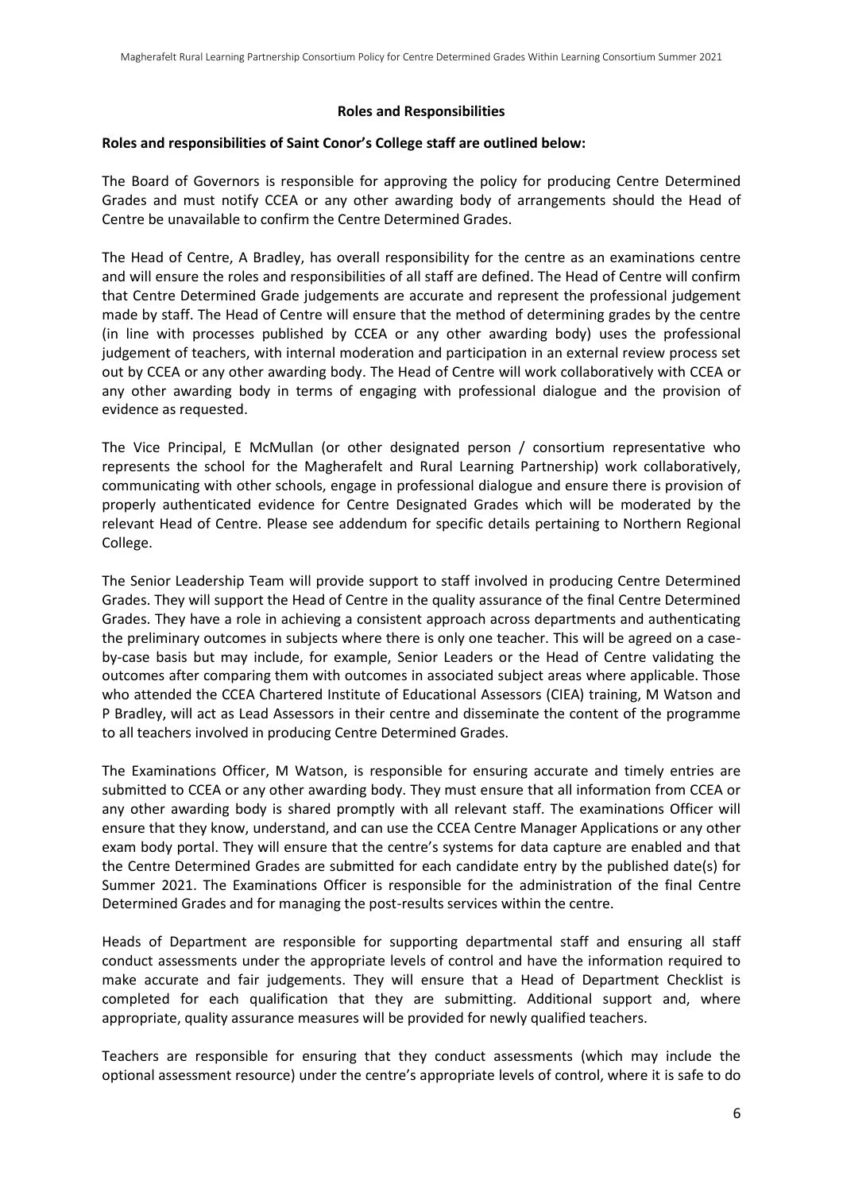**Roles and Responsibilities**

**Roles and responsibilities of Saint Conor's College staff are outlined below:**

The Board of Governors is responsible for approving the policy for producing Centre Determined Grades and must notify CCEA or any other awarding body of arrangements should the Head of Centre be unavailable to confirm the Centre Determined Grades.

The Head of Centre, A Bradley, has overall responsibility for the centre as an examinations centre and will ensure the roles and responsibilities of all staff are defined. The Head of Centre will confirm that Centre Determined Grade judgements are accurate and represent the professional judgement made by staff. The Head of Centre will ensure that the method of determining grades by the centre (in line with processes published by CCEA or any other awarding body) uses the professional judgement of teachers, with internal moderation and participation in an external review process set out by CCEA or any other awarding body. The Head of Centre will work collaboratively with CCEA or any other awarding body in terms of engaging with professional dialogue and the provision of evidence as requested.

The Vice Principal, E McMullan (or other designated person / consortium representative who represents the school for the Magherafelt and Rural Learning Partnership) work collaboratively, communicating with other schools, engage in professional dialogue and ensure there is provision of properly authenticated evidence for Centre Designated Grades which will be moderated by the relevant Head of Centre. Please see addendum for specific details pertaining to Northern Regional College.

The Senior Leadership Team will provide support to staff involved in producing Centre Determined Grades. They will support the Head of Centre in the quality assurance of the final Centre Determined Grades. They have a role in achieving a consistent approach across departments and authenticating the preliminary outcomes in subjects where there is only one teacher. This will be agreed on a case-by-case basis but may include, for example, Senior Leaders or the Head of Centre validating the outcomes after comparing them with outcomes in associated subject areas where applicable. Those who attended the CCEA Chartered Institute of Educational Assessors (CIEA) training, M Watson and P Bradley, will act as Lead Assessors in their centre and disseminate the content of the programme to all teachers involved in producing Centre Determined Grades.

The Examinations Officer, M Watson, is responsible for ensuring accurate and timely entries are submitted to CCEA or any other awarding body. They must ensure that all information from CCEA or any other awarding body is shared promptly with all relevant staff. The examinations Officer will ensure that they know, understand, and can use the CCEA Centre Manager Applications or any other exam body portal. They will ensure that the centre's systems for data capture are enabled and that the Centre Determined Grades are submitted for each candidate entry by the published date(s) for Summer 2021. The Examinations Officer is responsible for the administration of the final Centre Determined Grades and for managing the post-results services within the centre.

Heads of Department are responsible for supporting departmental staff and ensuring all staff conduct assessments under the appropriate levels of control and have the information required to make accurate and fair judgements. They will ensure that a Head of Department Checklist is completed for each qualification that they are submitting. Additional support and, where appropriate, quality assurance measures will be provided for newly qualified teachers.

Teachers are responsible for ensuring that they conduct assessments (which may include the optional assessment resource) under the centre's appropriate levels of control, where it is safe to do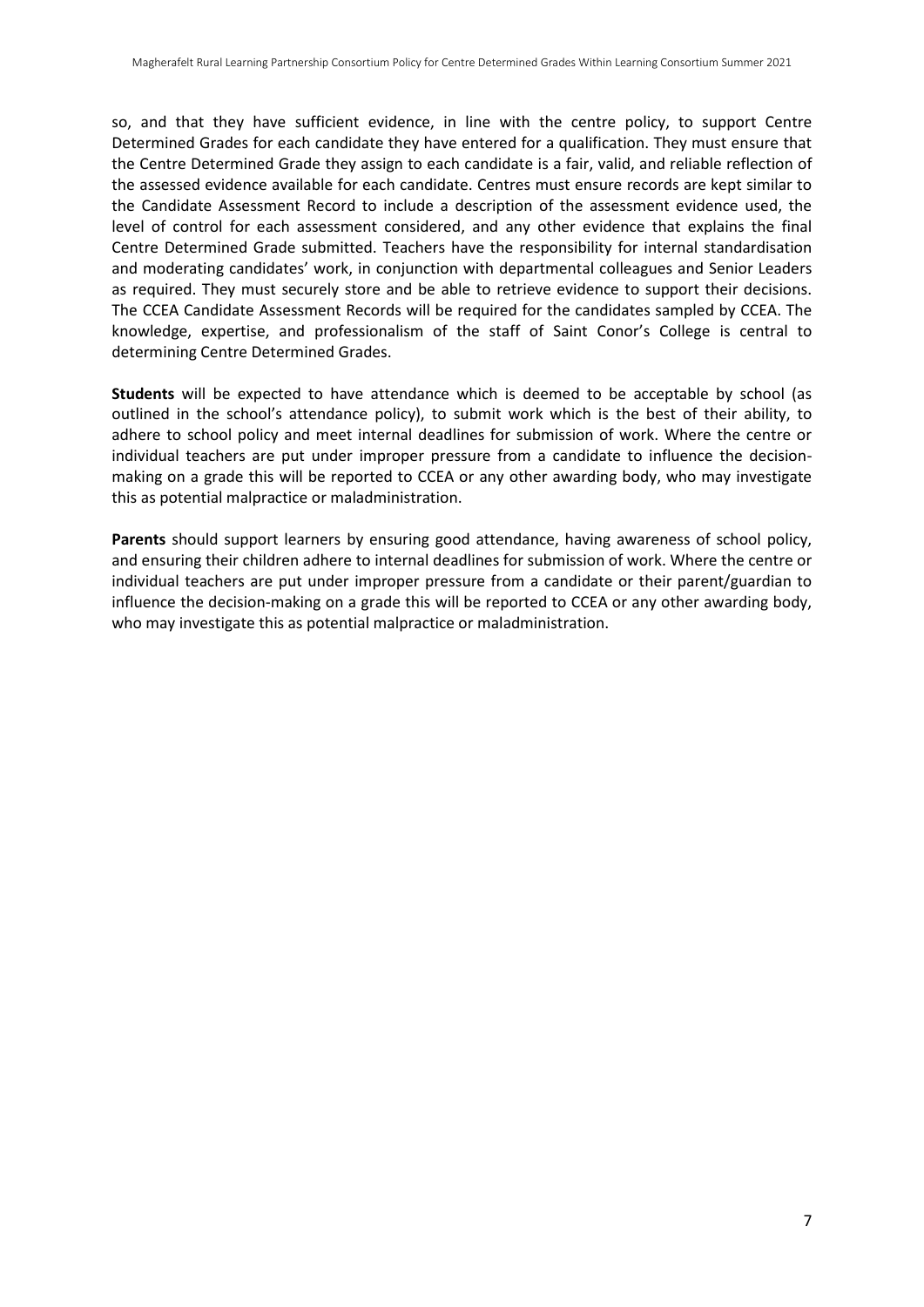so, and that they have sufficient evidence, in line with the centre policy, to support Centre Determined Grades for each candidate they have entered for a qualification. They must ensure that the Centre Determined Grade they assign to each candidate is a fair, valid, and reliable reflection of the assessed evidence available for each candidate. Centres must ensure records are kept similar to the Candidate Assessment Record to include a description of the assessment evidence used, the level of control for each assessment considered, and any other evidence that explains the final Centre Determined Grade submitted. Teachers have the responsibility for internal standardisation and moderating candidates' work, in conjunction with departmental colleagues and Senior Leaders as required. They must securely store and be able to retrieve evidence to support their decisions. The CCEA Candidate Assessment Records will be required for the candidates sampled by CCEA. The knowledge, expertise, and professionalism of the staff of Saint Conor's College is central to determining Centre Determined Grades.

**Students** will be expected to have attendance which is deemed to be acceptable by school (as outlined in the school's attendance policy), to submit work which is the best of their ability, to adhere to school policy and meet internal deadlines for submission of work. Where the centre or individual teachers are put under improper pressure from a candidate to influence the decision-making on a grade this will be reported to CCEA or any other awarding body, who may investigate this as potential malpractice or maladministration.

**Parents** should support learners by ensuring good attendance, having awareness of school policy, and ensuring their children adhere to internal deadlines for submission of work. Where the centre or individual teachers are put under improper pressure from a candidate or their parent/guardian to influence the decision-making on a grade this will be reported to CCEA or any other awarding body, who may investigate this as potential malpractice or maladministration.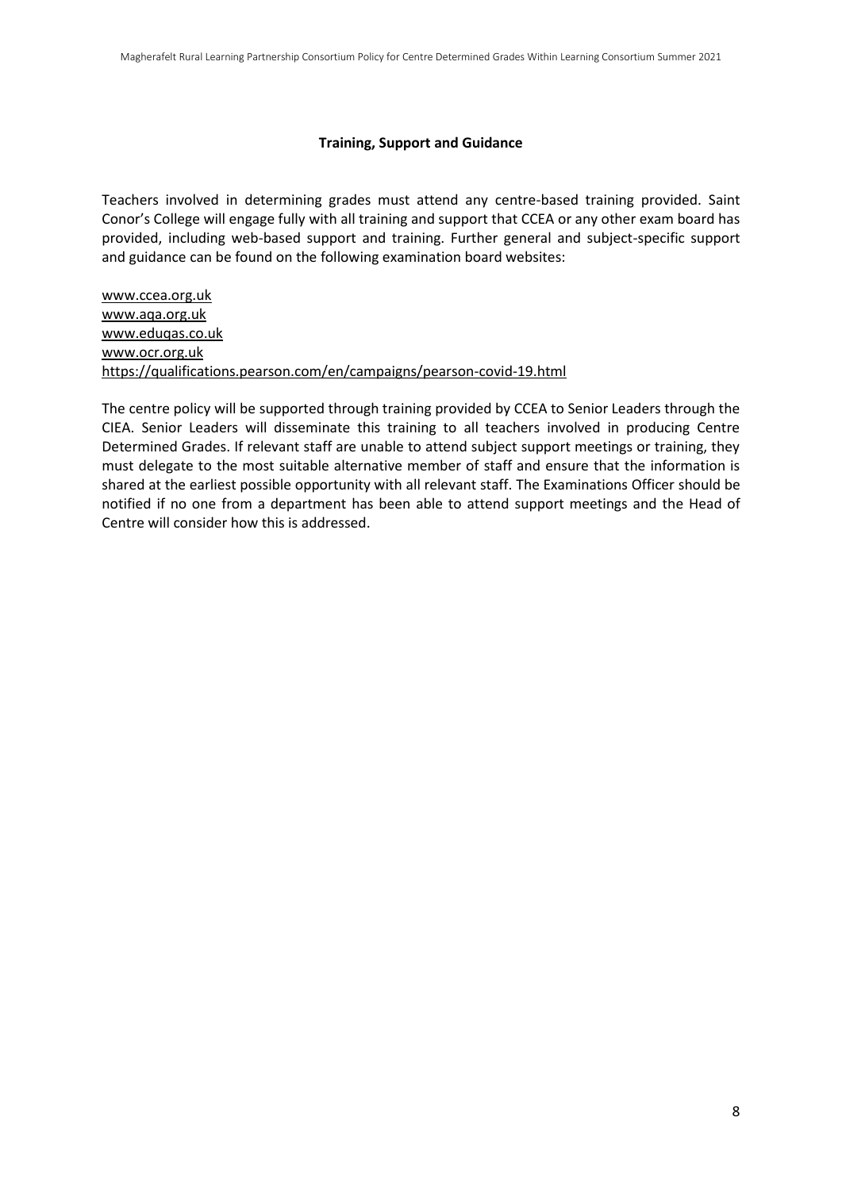## Training, Support and Guidance

Teachers involved in determining grades must attend any centre-based training provided. Saint Conor's College will engage fully with all training and support that CCEA or any other exam board has provided, including web-based support and training. Further general and subject-specific support and guidance can be found on the following examination board websites:

www.ccea.org.uk
www.aqa.org.uk
www.eduqas.co.uk
www.ocr.org.uk
https://qualifications.pearson.com/en/campaigns/pearson-covid-19.html

The centre policy will be supported through training provided by CCEA to Senior Leaders through the CIEA. Senior Leaders will disseminate this training to all teachers involved in producing Centre Determined Grades. If relevant staff are unable to attend subject support meetings or training, they must delegate to the most suitable alternative member of staff and ensure that the information is shared at the earliest possible opportunity with all relevant staff. The Examinations Officer should be notified if no one from a department has been able to attend support meetings and the Head of Centre will consider how this is addressed.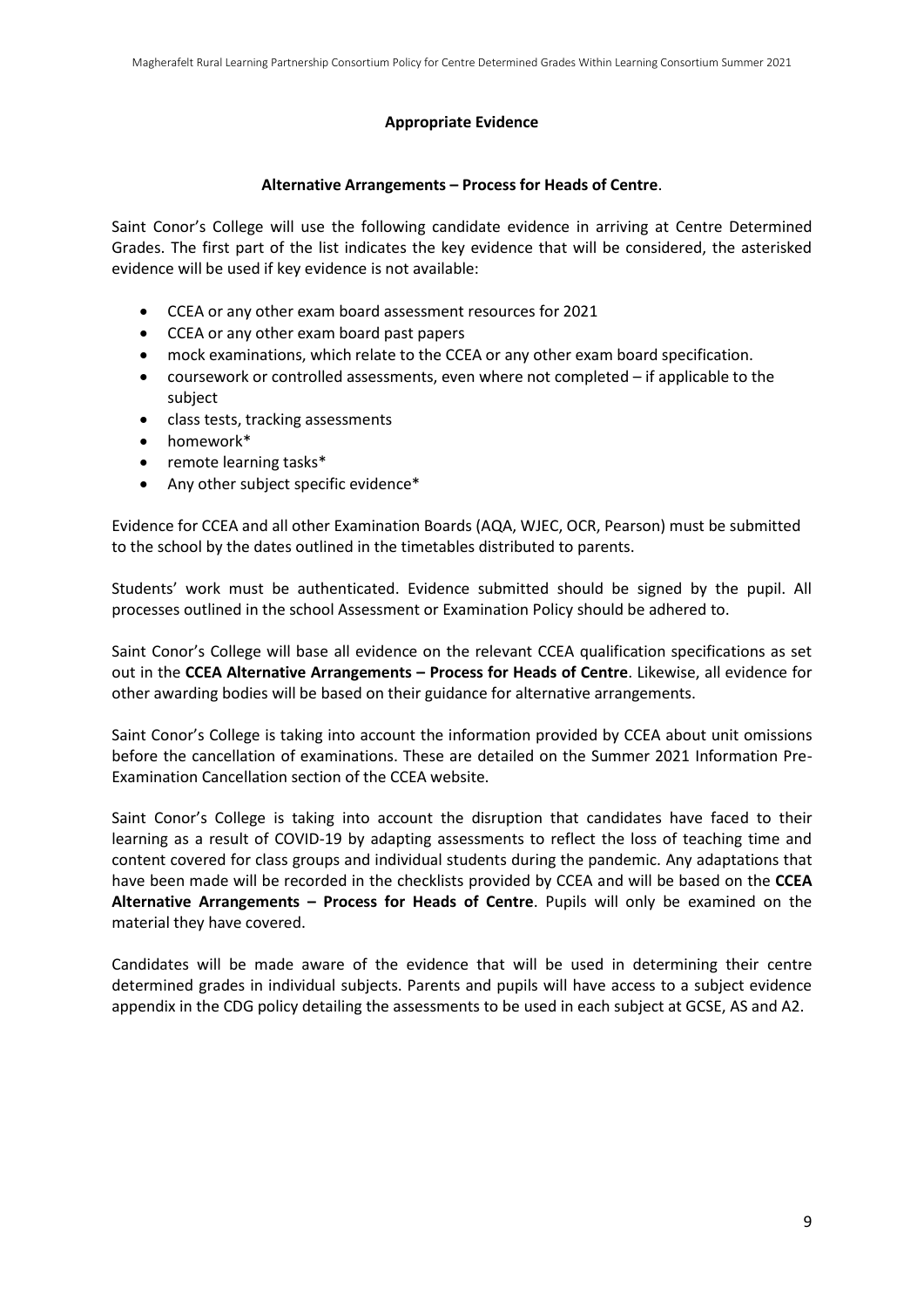**Appropriate Evidence**

**Alternative Arrangements – Process for Heads of Centre**.

Saint Conor's College will use the following candidate evidence in arriving at Centre Determined Grades. The first part of the list indicates the key evidence that will be considered, the asterisked evidence will be used if key evidence is not available:

- CCEA or any other exam board assessment resources for 2021
- CCEA or any other exam board past papers
- mock examinations, which relate to the CCEA or any other exam board specification.
- coursework or controlled assessments, even where not completed – if applicable to the subject
- class tests, tracking assessments
- homework*
- remote learning tasks*
- Any other subject specific evidence*

Evidence for CCEA and all other Examination Boards (AQA, WJEC, OCR, Pearson) must be submitted to the school by the dates outlined in the timetables distributed to parents.

Students' work must be authenticated. Evidence submitted should be signed by the pupil. All processes outlined in the school Assessment or Examination Policy should be adhered to.

Saint Conor's College will base all evidence on the relevant CCEA qualification specifications as set out in the **CCEA Alternative Arrangements – Process for Heads of Centre**. Likewise, all evidence for other awarding bodies will be based on their guidance for alternative arrangements.

Saint Conor's College is taking into account the information provided by CCEA about unit omissions before the cancellation of examinations. These are detailed on the Summer 2021 Information Pre-Examination Cancellation section of the CCEA website.

Saint Conor's College is taking into account the disruption that candidates have faced to their learning as a result of COVID-19 by adapting assessments to reflect the loss of teaching time and content covered for class groups and individual students during the pandemic. Any adaptations that have been made will be recorded in the checklists provided by CCEA and will be based on the **CCEA Alternative Arrangements – Process for Heads of Centre**. Pupils will only be examined on the material they have covered.

Candidates will be made aware of the evidence that will be used in determining their centre determined grades in individual subjects. Parents and pupils will have access to a subject evidence appendix in the CDG policy detailing the assessments to be used in each subject at GCSE, AS and A2.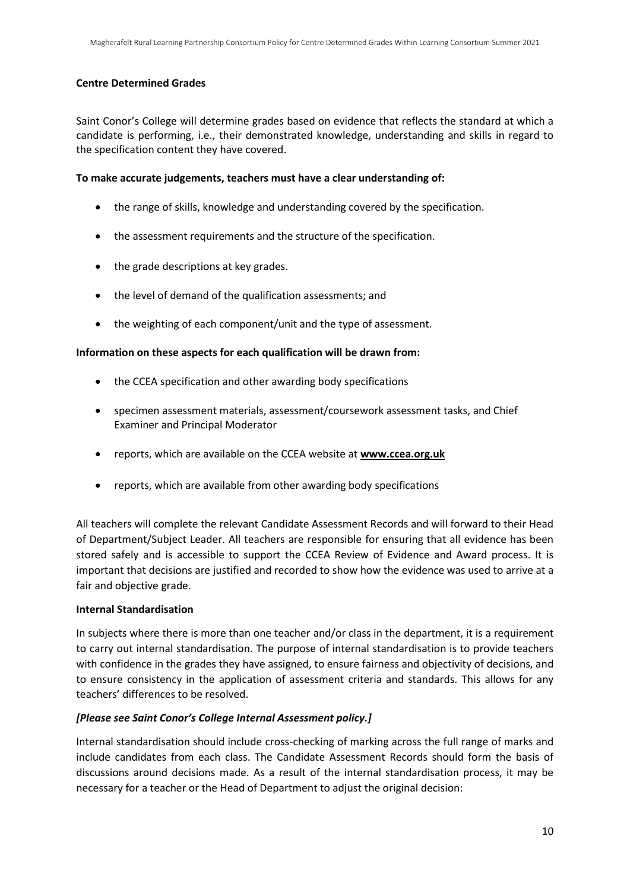**Centre Determined Grades**

Saint Conor's College will determine grades based on evidence that reflects the standard at which a candidate is performing, i.e., their demonstrated knowledge, understanding and skills in regard to the specification content they have covered.

**To make accurate judgements, teachers must have a clear understanding of:**

- the range of skills, knowledge and understanding covered by the specification.
- the assessment requirements and the structure of the specification.
- the grade descriptions at key grades.
- the level of demand of the qualification assessments; and
- the weighting of each component/unit and the type of assessment.

**Information on these aspects for each qualification will be drawn from:**

- the CCEA specification and other awarding body specifications
- specimen assessment materials, assessment/coursework assessment tasks, and Chief Examiner and Principal Moderator
- reports, which are available on the CCEA website at **www.ccea.org.uk**
- reports, which are available from other awarding body specifications

All teachers will complete the relevant Candidate Assessment Records and will forward to their Head of Department/Subject Leader. All teachers are responsible for ensuring that all evidence has been stored safely and is accessible to support the CCEA Review of Evidence and Award process. It is important that decisions are justified and recorded to show how the evidence was used to arrive at a fair and objective grade.

**Internal Standardisation**

In subjects where there is more than one teacher and/or class in the department, it is a requirement to carry out internal standardisation. The purpose of internal standardisation is to provide teachers with confidence in the grades they have assigned, to ensure fairness and objectivity of decisions, and to ensure consistency in the application of assessment criteria and standards. This allows for any teachers' differences to be resolved.

***[Please see Saint Conor's College Internal Assessment policy.]***

Internal standardisation should include cross-checking of marking across the full range of marks and include candidates from each class. The Candidate Assessment Records should form the basis of discussions around decisions made. As a result of the internal standardisation process, it may be necessary for a teacher or the Head of Department to adjust the original decision: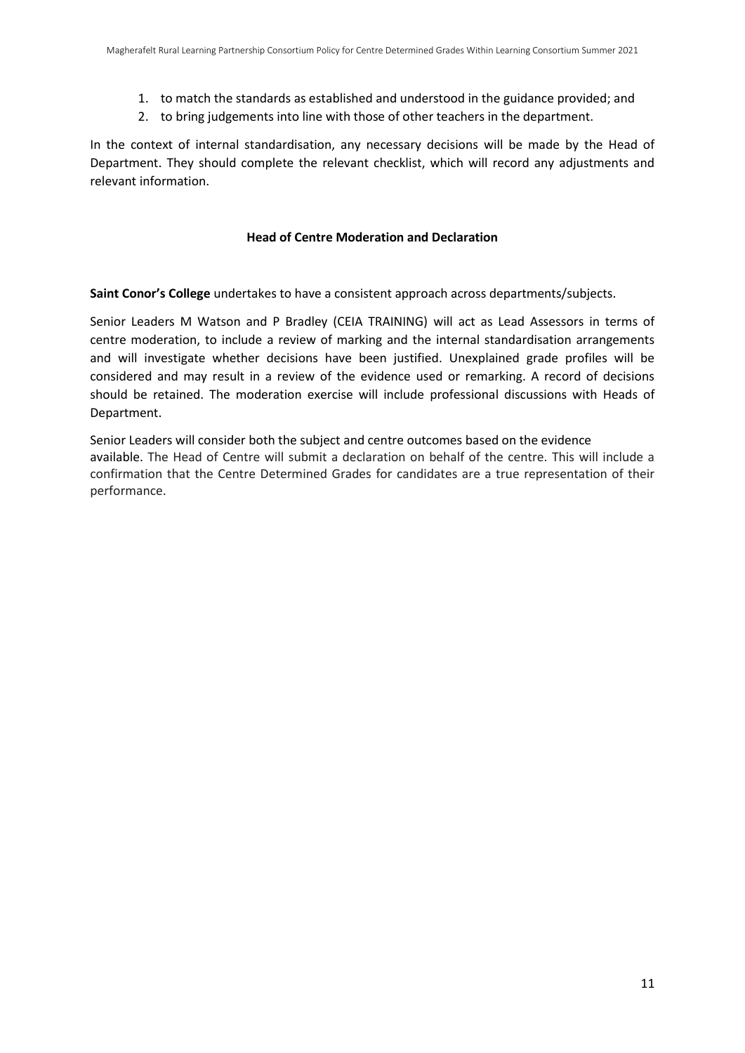1. to match the standards as established and understood in the guidance provided; and
2. to bring judgements into line with those of other teachers in the department.

In the context of internal standardisation, any necessary decisions will be made by the Head of Department. They should complete the relevant checklist, which will record any adjustments and relevant information.

**Head of Centre Moderation and Declaration**

**Saint Conor's College** undertakes to have a consistent approach across departments/subjects.

Senior Leaders M Watson and P Bradley (CEIA TRAINING) will act as Lead Assessors in terms of centre moderation, to include a review of marking and the internal standardisation arrangements and will investigate whether decisions have been justified. Unexplained grade profiles will be considered and may result in a review of the evidence used or remarking. A record of decisions should be retained. The moderation exercise will include professional discussions with Heads of Department.

Senior Leaders will consider both the subject and centre outcomes based on the evidence available. The Head of Centre will submit a declaration on behalf of the centre. This will include a confirmation that the Centre Determined Grades for candidates are a true representation of their performance.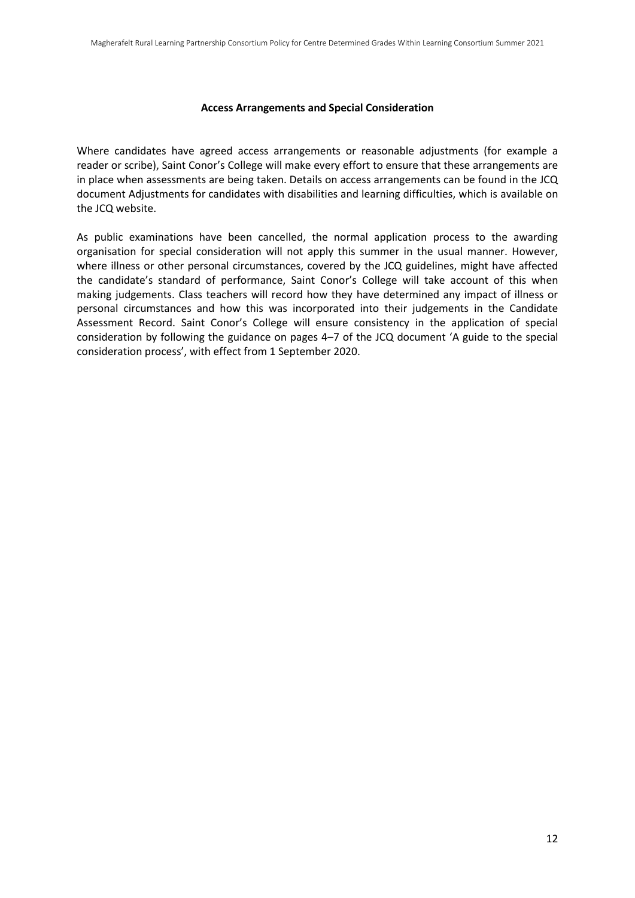## Access Arrangements and Special Consideration

Where candidates have agreed access arrangements or reasonable adjustments (for example a reader or scribe), Saint Conor's College will make every effort to ensure that these arrangements are in place when assessments are being taken. Details on access arrangements can be found in the JCQ document Adjustments for candidates with disabilities and learning difficulties, which is available on the JCQ website.

As public examinations have been cancelled, the normal application process to the awarding organisation for special consideration will not apply this summer in the usual manner. However, where illness or other personal circumstances, covered by the JCQ guidelines, might have affected the candidate's standard of performance, Saint Conor's College will take account of this when making judgements. Class teachers will record how they have determined any impact of illness or personal circumstances and how this was incorporated into their judgements in the Candidate Assessment Record. Saint Conor's College will ensure consistency in the application of special consideration by following the guidance on pages 4–7 of the JCQ document 'A guide to the special consideration process', with effect from 1 September 2020.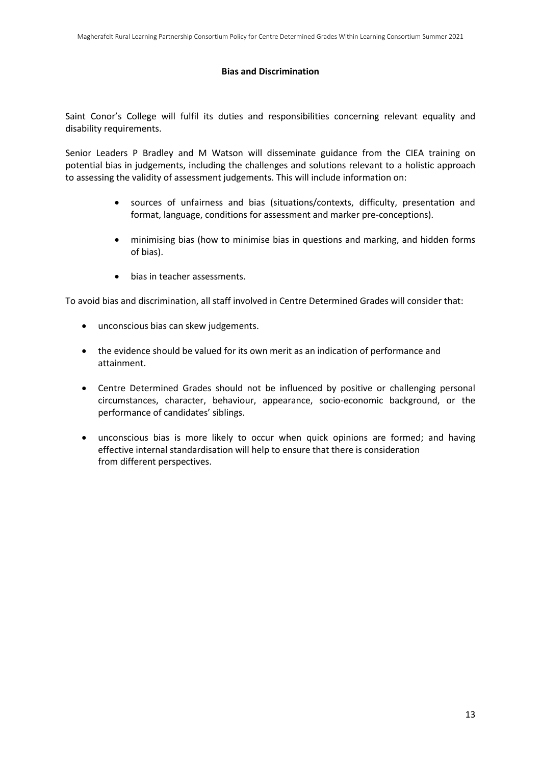## Bias and Discrimination

Saint Conor's College will fulfil its duties and responsibilities concerning relevant equality and disability requirements.

Senior Leaders P Bradley and M Watson will disseminate guidance from the CIEA training on potential bias in judgements, including the challenges and solutions relevant to a holistic approach to assessing the validity of assessment judgements. This will include information on:

- sources of unfairness and bias (situations/contexts, difficulty, presentation and format, language, conditions for assessment and marker pre-conceptions).
- minimising bias (how to minimise bias in questions and marking, and hidden forms of bias).
- bias in teacher assessments.

To avoid bias and discrimination, all staff involved in Centre Determined Grades will consider that:

- unconscious bias can skew judgements.
- the evidence should be valued for its own merit as an indication of performance and attainment.
- Centre Determined Grades should not be influenced by positive or challenging personal circumstances, character, behaviour, appearance, socio-economic background, or the performance of candidates' siblings.
- unconscious bias is more likely to occur when quick opinions are formed; and having effective internal standardisation will help to ensure that there is consideration from different perspectives.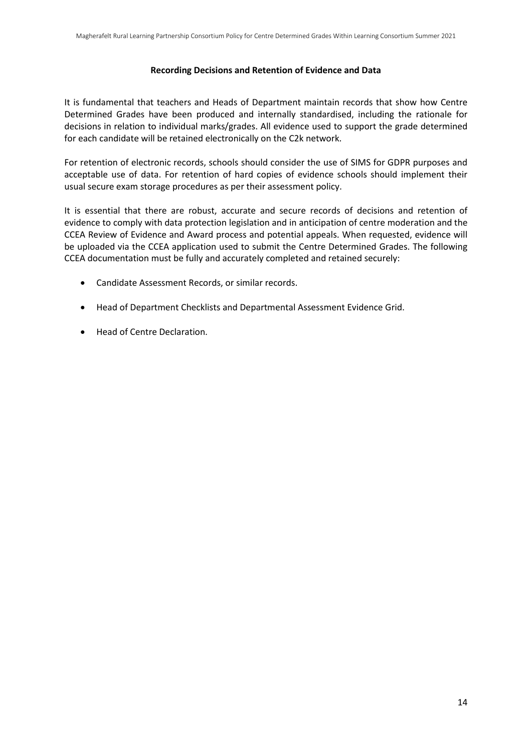## Recording Decisions and Retention of Evidence and Data

It is fundamental that teachers and Heads of Department maintain records that show how Centre Determined Grades have been produced and internally standardised, including the rationale for decisions in relation to individual marks/grades. All evidence used to support the grade determined for each candidate will be retained electronically on the C2k network.

For retention of electronic records, schools should consider the use of SIMS for GDPR purposes and acceptable use of data. For retention of hard copies of evidence schools should implement their usual secure exam storage procedures as per their assessment policy.

It is essential that there are robust, accurate and secure records of decisions and retention of evidence to comply with data protection legislation and in anticipation of centre moderation and the CCEA Review of Evidence and Award process and potential appeals. When requested, evidence will be uploaded via the CCEA application used to submit the Centre Determined Grades. The following CCEA documentation must be fully and accurately completed and retained securely:

- Candidate Assessment Records, or similar records.
- Head of Department Checklists and Departmental Assessment Evidence Grid.
- Head of Centre Declaration.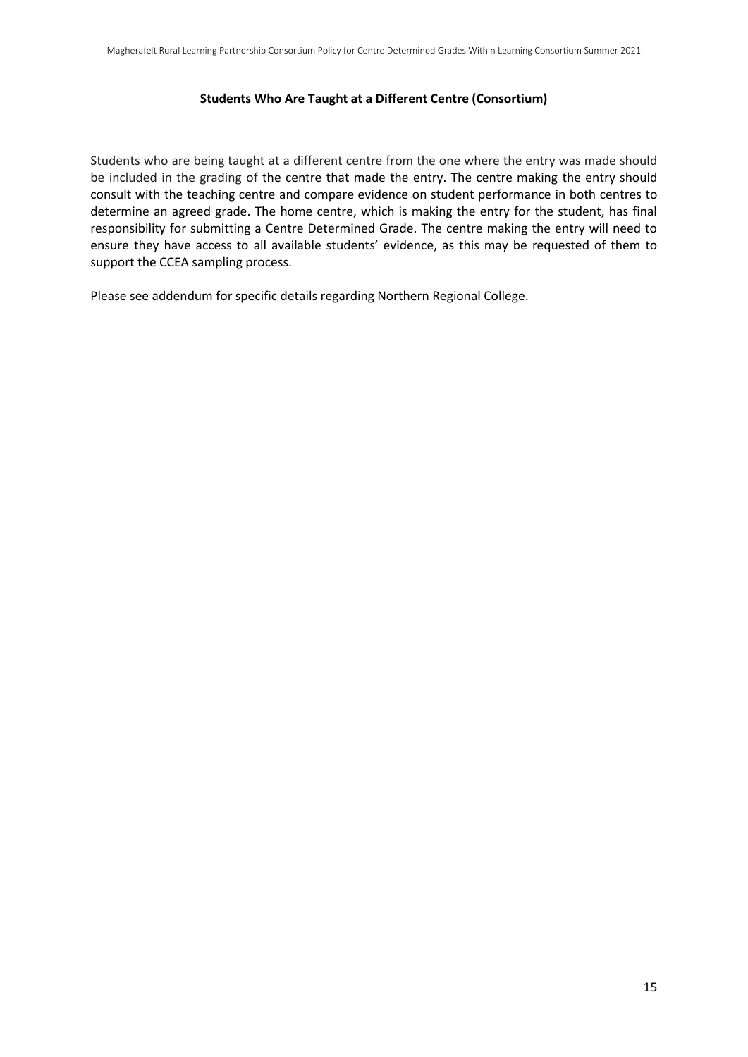**Students Who Are Taught at a Different Centre (Consortium)**

Students who are being taught at a different centre from the one where the entry was made should be included in the grading of the centre that made the entry. The centre making the entry should consult with the teaching centre and compare evidence on student performance in both centres to determine an agreed grade. The home centre, which is making the entry for the student, has final responsibility for submitting a Centre Determined Grade. The centre making the entry will need to ensure they have access to all available students' evidence, as this may be requested of them to support the CCEA sampling process.

Please see addendum for specific details regarding Northern Regional College.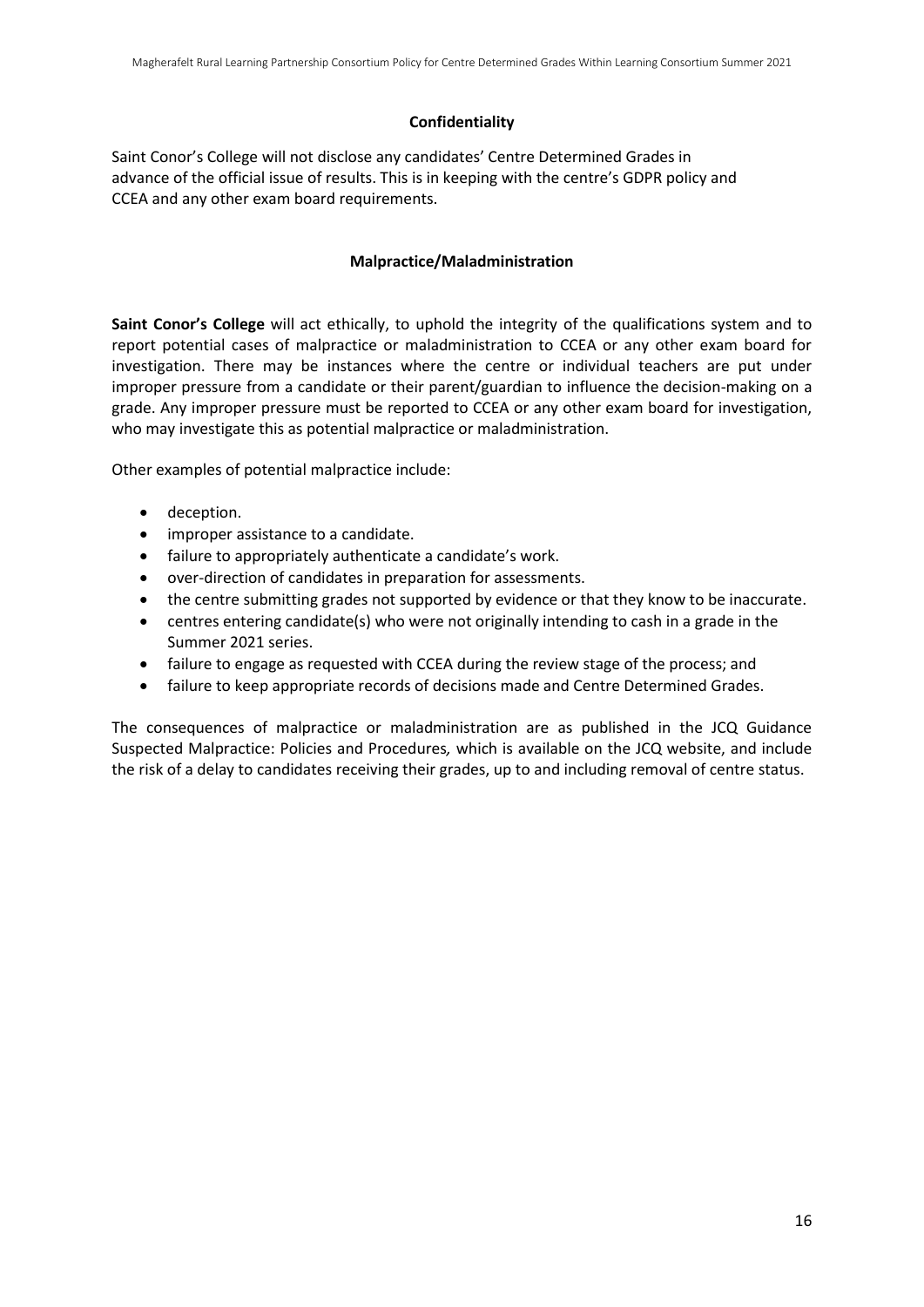## Confidentiality

Saint Conor's College will not disclose any candidates' Centre Determined Grades in advance of the official issue of results. This is in keeping with the centre's GDPR policy and CCEA and any other exam board requirements.

## Malpractice/Maladministration

**Saint Conor's College** will act ethically, to uphold the integrity of the qualifications system and to report potential cases of malpractice or maladministration to CCEA or any other exam board for investigation. There may be instances where the centre or individual teachers are put under improper pressure from a candidate or their parent/guardian to influence the decision-making on a grade. Any improper pressure must be reported to CCEA or any other exam board for investigation, who may investigate this as potential malpractice or maladministration.

Other examples of potential malpractice include:

- deception.
- improper assistance to a candidate.
- failure to appropriately authenticate a candidate's work.
- over-direction of candidates in preparation for assessments.
- the centre submitting grades not supported by evidence or that they know to be inaccurate.
- centres entering candidate(s) who were not originally intending to cash in a grade in the Summer 2021 series.
- failure to engage as requested with CCEA during the review stage of the process; and
- failure to keep appropriate records of decisions made and Centre Determined Grades.

The consequences of malpractice or maladministration are as published in the JCQ Guidance Suspected Malpractice: Policies and Procedures*,* which is available on the JCQ website, and include the risk of a delay to candidates receiving their grades, up to and including removal of centre status.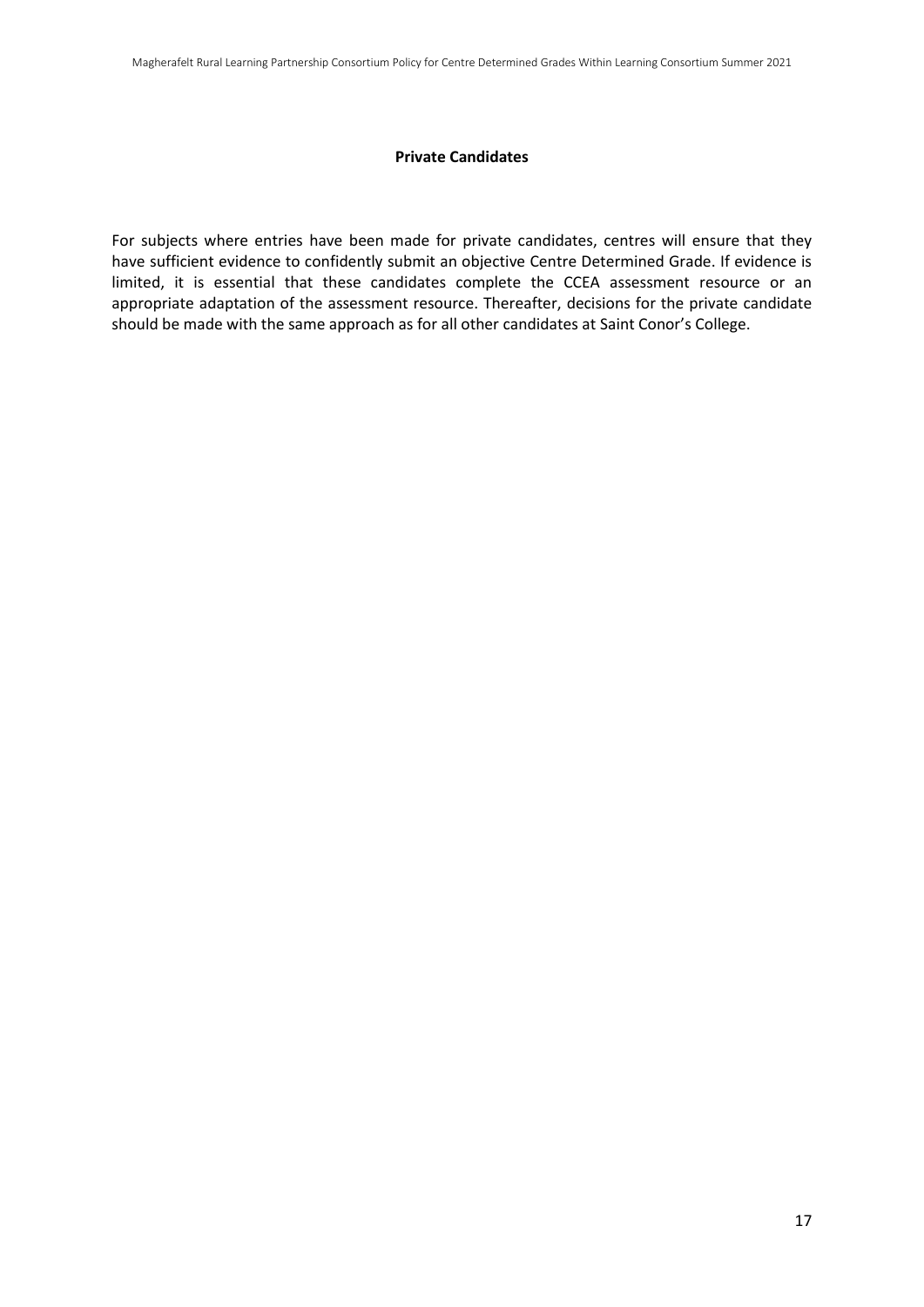**Private Candidates**

For subjects where entries have been made for private candidates, centres will ensure that they have sufficient evidence to confidently submit an objective Centre Determined Grade. If evidence is limited, it is essential that these candidates complete the CCEA assessment resource or an appropriate adaptation of the assessment resource. Thereafter, decisions for the private candidate should be made with the same approach as for all other candidates at Saint Conor's College.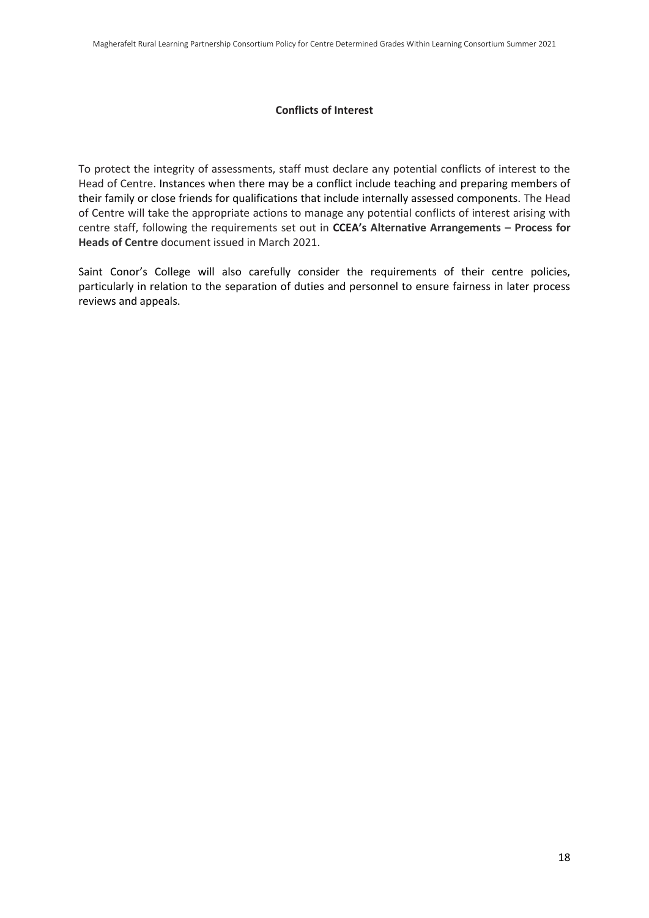## Conflicts of Interest

To protect the integrity of assessments, staff must declare any potential conflicts of interest to the Head of Centre. Instances when there may be a conflict include teaching and preparing members of their family or close friends for qualifications that include internally assessed components. The Head of Centre will take the appropriate actions to manage any potential conflicts of interest arising with centre staff, following the requirements set out in **CCEA's Alternative Arrangements – Process for Heads of Centre** document issued in March 2021.

Saint Conor's College will also carefully consider the requirements of their centre policies, particularly in relation to the separation of duties and personnel to ensure fairness in later process reviews and appeals.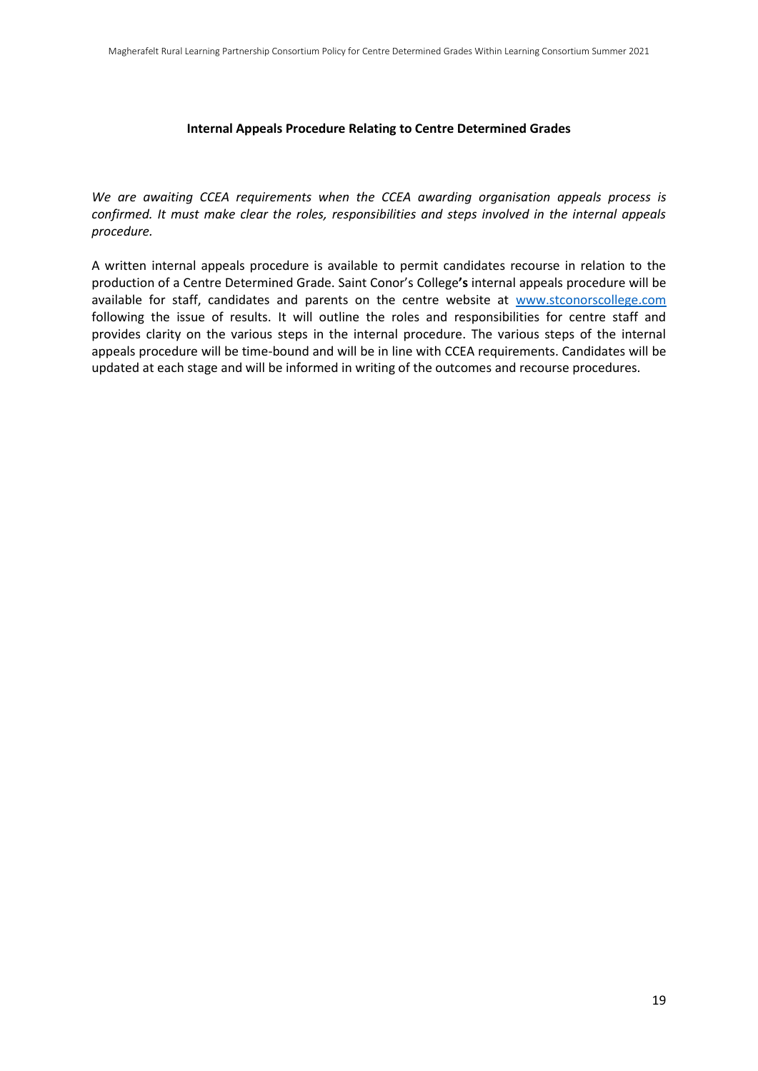**Internal Appeals Procedure Relating to Centre Determined Grades**

*We are awaiting CCEA requirements when the CCEA awarding organisation appeals process is confirmed. It must make clear the roles, responsibilities and steps involved in the internal appeals procedure.*

A written internal appeals procedure is available to permit candidates recourse in relation to the production of a Centre Determined Grade. Saint Conor's College**'s** internal appeals procedure will be available for staff, candidates and parents on the centre website at [www.stconorscollege.com](http://www.stconorscollege.com) following the issue of results. It will outline the roles and responsibilities for centre staff and provides clarity on the various steps in the internal procedure. The various steps of the internal appeals procedure will be time-bound and will be in line with CCEA requirements. Candidates will be updated at each stage and will be informed in writing of the outcomes and recourse procedures.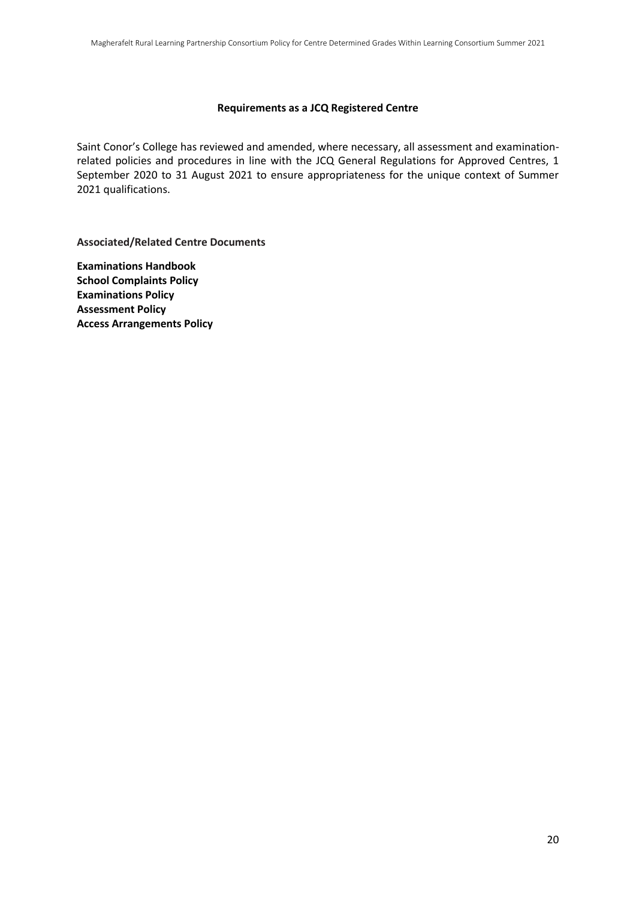## Requirements as a JCQ Registered Centre

Saint Conor's College has reviewed and amended, where necessary, all assessment and examination-related policies and procedures in line with the JCQ General Regulations for Approved Centres, 1 September 2020 to 31 August 2021 to ensure appropriateness for the unique context of Summer 2021 qualifications.

**Associated/Related Centre Documents**

**Examinations Handbook**
**School Complaints Policy**
**Examinations Policy**
**Assessment Policy**
**Access Arrangements Policy**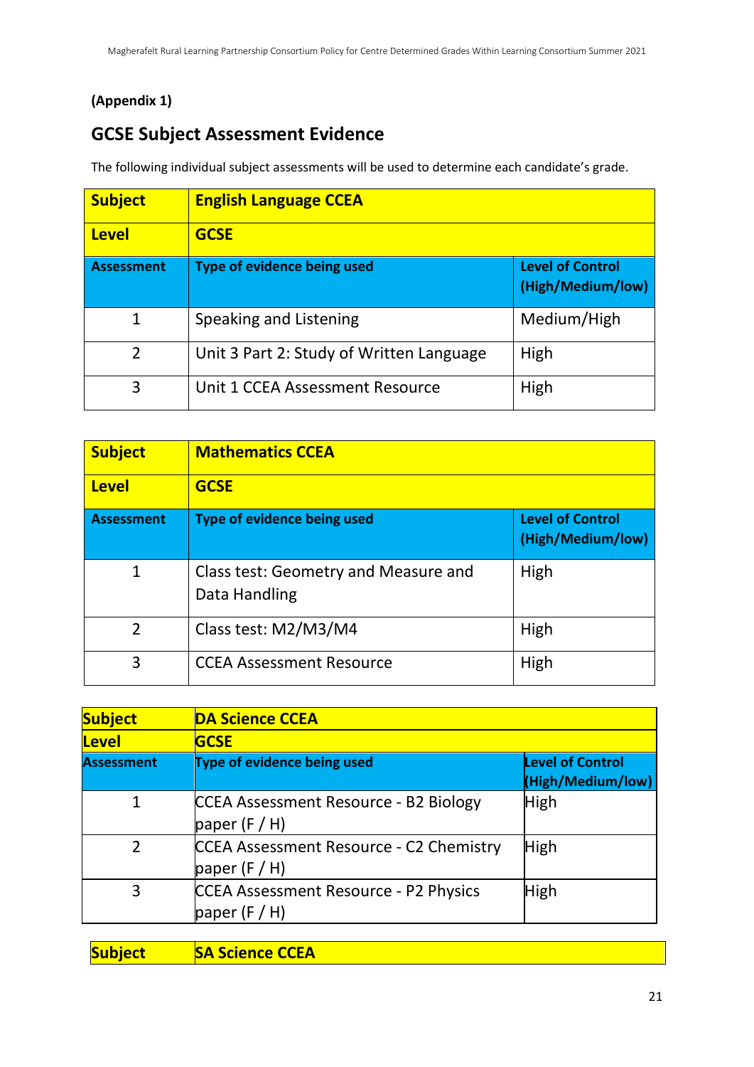**(Appendix 1)**

## GCSE Subject Assessment Evidence

The following individual subject assessments will be used to determine each candidate's grade.

| **Subject** | **English Language CCEA** | |
|---|---|---|
| **Level** | **GCSE** | |
| **Assessment** | **Type of evidence being used** | **Level of Control (High/Medium/low)** |
| 1 | Speaking and Listening | Medium/High |
| 2 | Unit 3 Part 2: Study of Written Language | High |
| 3 | Unit 1 CCEA Assessment Resource | High |

| **Subject** | **Mathematics CCEA** | |
|---|---|---|
| **Level** | **GCSE** | |
| **Assessment** | **Type of evidence being used** | **Level of Control (High/Medium/low)** |
| 1 | Class test: Geometry and Measure and Data Handling | High |
| 2 | Class test: M2/M3/M4 | High |
| 3 | CCEA Assessment Resource | High |

| **Subject** | **DA Science CCEA** | |
|---|---|---|
| **Level** | **GCSE** | |
| **Assessment** | **Type of evidence being used** | **Level of Control (High/Medium/low)** |
| 1 | CCEA Assessment Resource - B2 Biology paper (F / H) | High |
| 2 | CCEA Assessment Resource - C2 Chemistry paper (F / H) | High |
| 3 | CCEA Assessment Resource - P2 Physics paper (F / H) | High |

| **Subject** | **SA Science CCEA** |
|---|---|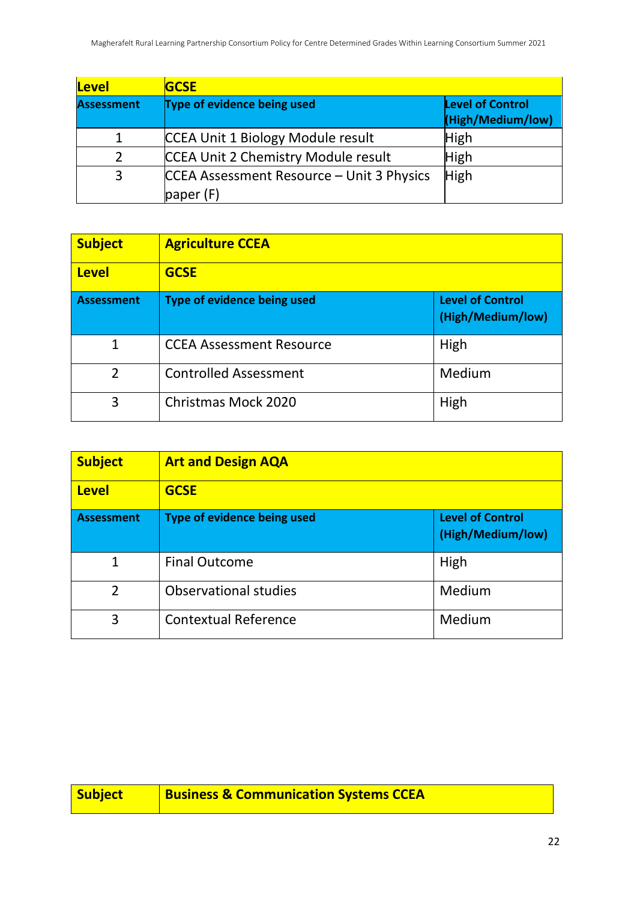| Level | GCSE | |
|---|---|---|
| **Assessment** | **Type of evidence being used** | **Level of Control (High/Medium/low)** |
| 1 | CCEA Unit 1 Biology Module result | High |
| 2 | CCEA Unit 2 Chemistry Module result | High |
| 3 | CCEA Assessment Resource – Unit 3 Physics paper (F) | High |

| Subject | Agriculture CCEA | |
|---|---|---|
| **Level** | **GCSE** | |
| **Assessment** | **Type of evidence being used** | **Level of Control (High/Medium/low)** |
| 1 | CCEA Assessment Resource | High |
| 2 | Controlled Assessment | Medium |
| 3 | Christmas Mock 2020 | High |

| Subject | Art and Design AQA | |
|---|---|---|
| **Level** | **GCSE** | |
| **Assessment** | **Type of evidence being used** | **Level of Control (High/Medium/low)** |
| 1 | Final Outcome | High |
| 2 | Observational studies | Medium |
| 3 | Contextual Reference | Medium |

| Subject | Business & Communication Systems CCEA |
|---|---|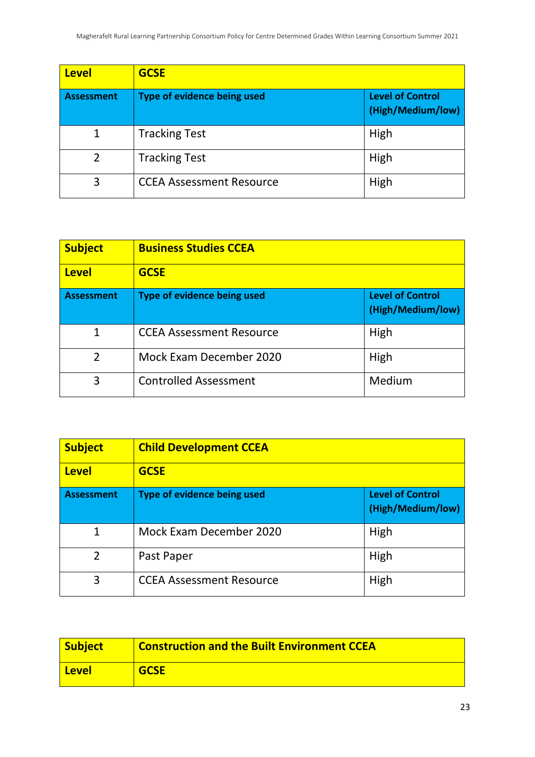| Level | GCSE | |
|---|---|---|
| **Assessment** | **Type of evidence being used** | **Level of Control (High/Medium/low)** |
| 1 | Tracking Test | High |
| 2 | Tracking Test | High |
| 3 | CCEA Assessment Resource | High |

| Subject | Business Studies CCEA | |
|---|---|---|
| **Level** | **GCSE** | |
| **Assessment** | **Type of evidence being used** | **Level of Control (High/Medium/low)** |
| 1 | CCEA Assessment Resource | High |
| 2 | Mock Exam December 2020 | High |
| 3 | Controlled Assessment | Medium |

| Subject | Child Development CCEA | |
|---|---|---|
| **Level** | **GCSE** | |
| **Assessment** | **Type of evidence being used** | **Level of Control (High/Medium/low)** |
| 1 | Mock Exam December 2020 | High |
| 2 | Past Paper | High |
| 3 | CCEA Assessment Resource | High |

| Subject | Construction and the Built Environment CCEA |
|---|---|
| **Level** | **GCSE** |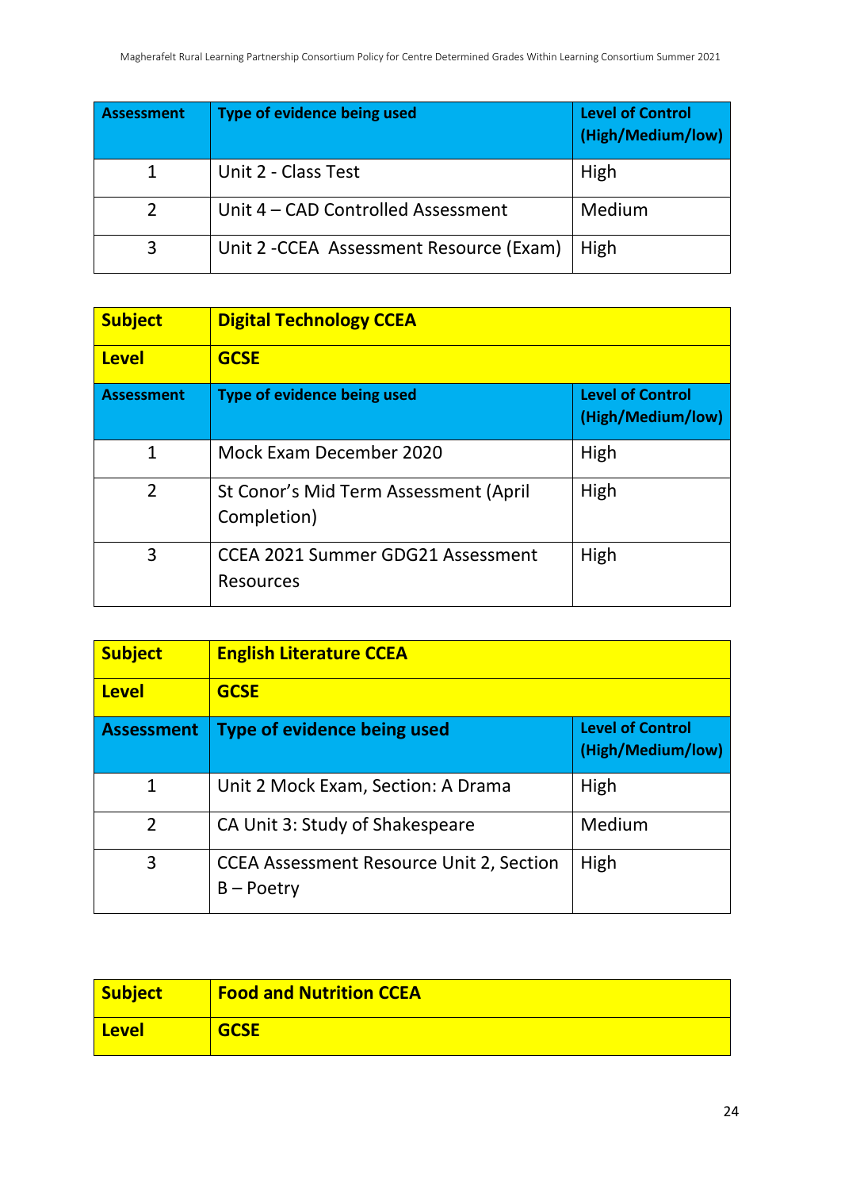| Assessment | Type of evidence being used | Level of Control (High/Medium/low) |
|---|---|---|
| 1 | Unit 2 - Class Test | High |
| 2 | Unit 4 – CAD Controlled Assessment | Medium |
| 3 | Unit 2 -CCEA Assessment Resource (Exam) | High |

| Subject | Digital Technology CCEA | |
|---|---|---|
| Level | GCSE | |
| Assessment | Type of evidence being used | Level of Control (High/Medium/low) |
| 1 | Mock Exam December 2020 | High |
| 2 | St Conor's Mid Term Assessment (April Completion) | High |
| 3 | CCEA 2021 Summer GDG21 Assessment Resources | High |

| Subject | English Literature CCEA | |
|---|---|---|
| Level | GCSE | |
| Assessment | Type of evidence being used | Level of Control (High/Medium/low) |
| 1 | Unit 2 Mock Exam, Section: A Drama | High |
| 2 | CA Unit 3: Study of Shakespeare | Medium |
| 3 | CCEA Assessment Resource Unit 2, Section B – Poetry | High |

| Subject | Food and Nutrition CCEA |
|---|---|
| Level | GCSE |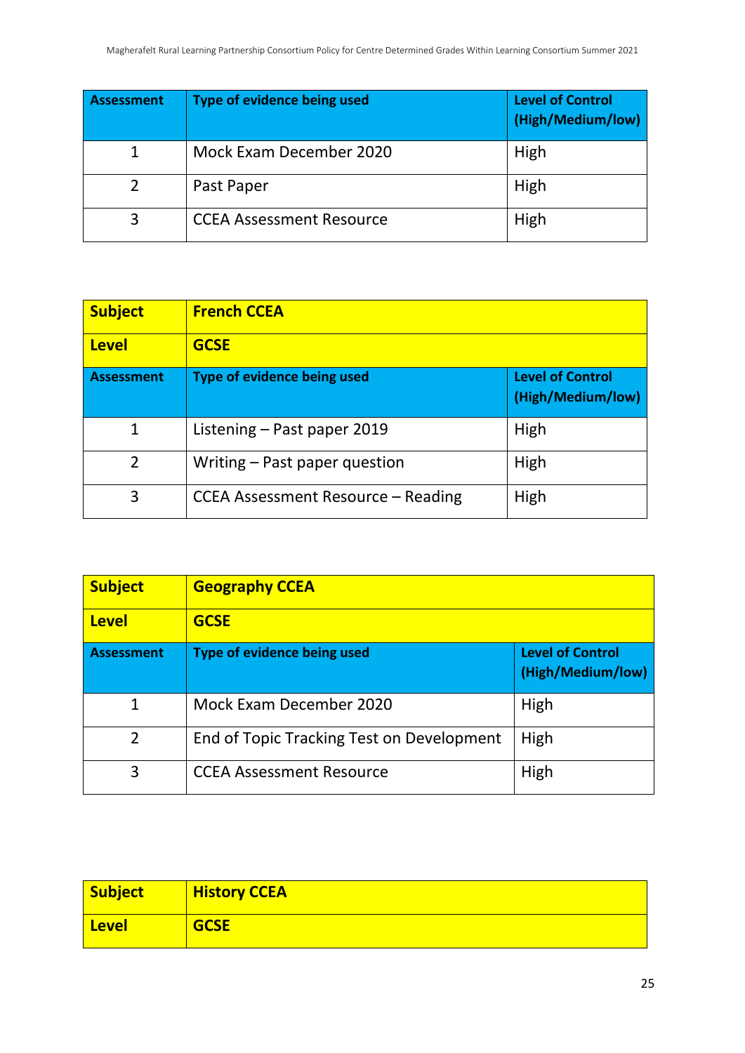| Assessment | Type of evidence being used | Level of Control (High/Medium/low) |
|---|---|---|
| 1 | Mock Exam December 2020 | High |
| 2 | Past Paper | High |
| 3 | CCEA Assessment Resource | High |

| **Subject** | **French CCEA** | |
|---|---|---|
| **Level** | **GCSE** | |
| **Assessment** | **Type of evidence being used** | **Level of Control (High/Medium/low)** |
| 1 | Listening – Past paper 2019 | High |
| 2 | Writing – Past paper question | High |
| 3 | CCEA Assessment Resource – Reading | High |

| **Subject** | **Geography CCEA** | |
|---|---|---|
| **Level** | **GCSE** | |
| **Assessment** | **Type of evidence being used** | **Level of Control (High/Medium/low)** |
| 1 | Mock Exam December 2020 | High |
| 2 | End of Topic Tracking Test on Development | High |
| 3 | CCEA Assessment Resource | High |

| **Subject** | **History CCEA** |
|---|---|
| **Level** | **GCSE** |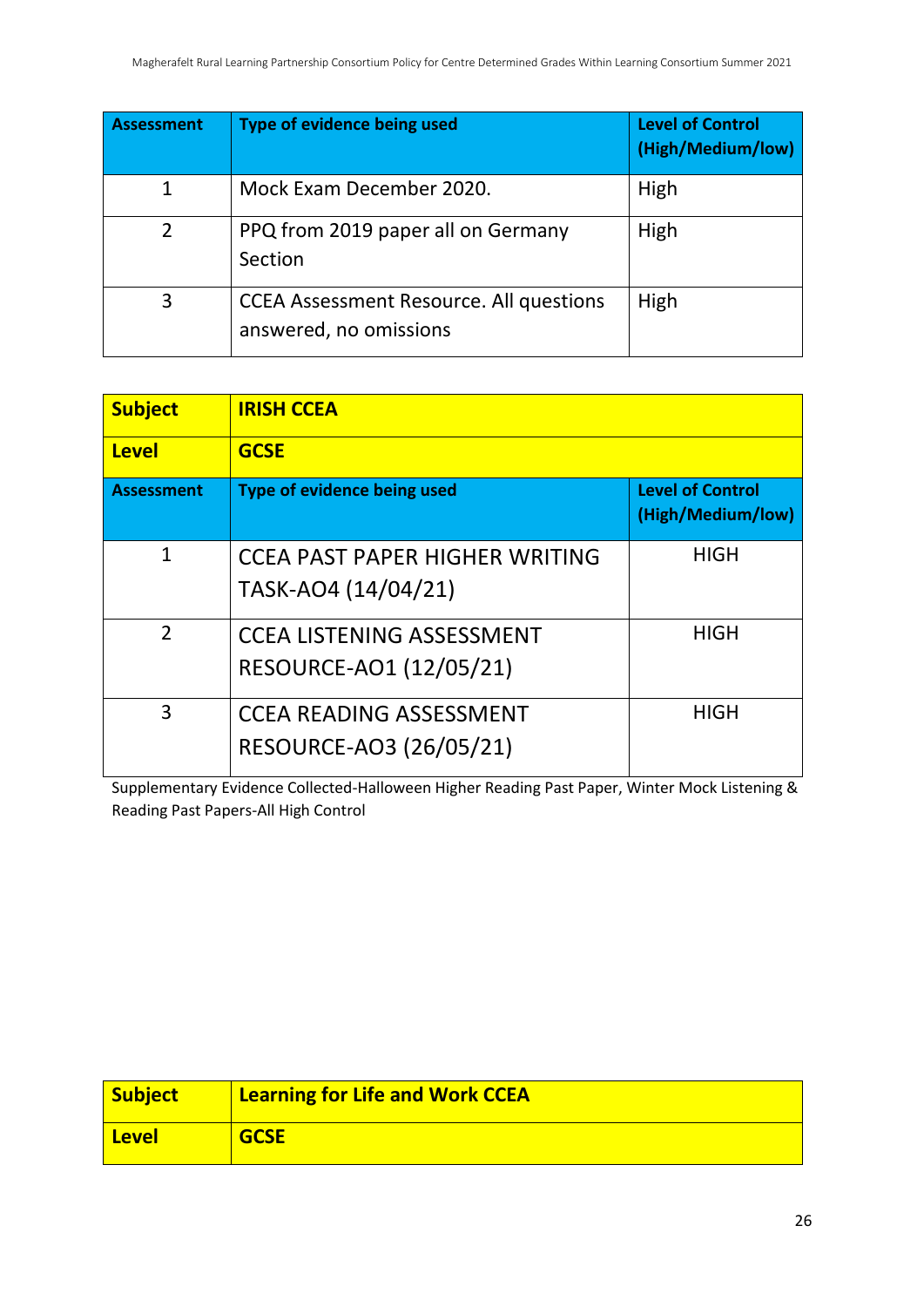| Assessment | Type of evidence being used | Level of Control (High/Medium/low) |
|---|---|---|
| 1 | Mock Exam December 2020. | High |
| 2 | PPQ from 2019 paper all on Germany Section | High |
| 3 | CCEA Assessment Resource. All questions answered, no omissions | High |

| **Subject** | **IRISH CCEA** | |
|---|---|---|
| **Level** | **GCSE** | |
| **Assessment** | **Type of evidence being used** | **Level of Control (High/Medium/low)** |
| 1 | CCEA PAST PAPER HIGHER WRITING TASK-AO4 (14/04/21) | HIGH |
| 2 | CCEA LISTENING ASSESSMENT RESOURCE-AO1 (12/05/21) | HIGH |
| 3 | CCEA READING ASSESSMENT RESOURCE-AO3 (26/05/21) | HIGH |

Supplementary Evidence Collected-Halloween Higher Reading Past Paper, Winter Mock Listening & Reading Past Papers-All High Control

| **Subject** | **Learning for Life and Work CCEA** |
|---|---|
| **Level** | **GCSE** |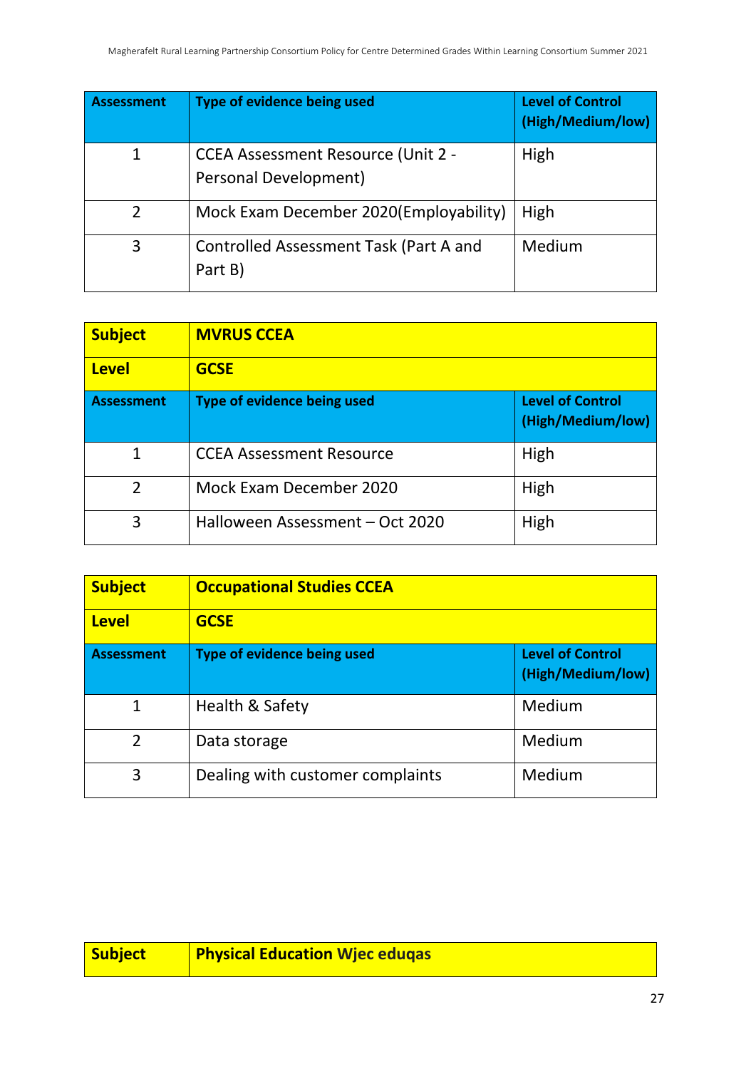| Assessment | Type of evidence being used | Level of Control (High/Medium/low) |
|---|---|---|
| 1 | CCEA Assessment Resource (Unit 2 - Personal Development) | High |
| 2 | Mock Exam December 2020(Employability) | High |
| 3 | Controlled Assessment Task (Part A and Part B) | Medium |

| **Subject** | **MVRUS CCEA** | |
|---|---|---|
| **Level** | **GCSE** | |
| **Assessment** | **Type of evidence being used** | **Level of Control (High/Medium/low)** |
| 1 | CCEA Assessment Resource | High |
| 2 | Mock Exam December 2020 | High |
| 3 | Halloween Assessment – Oct 2020 | High |

| **Subject** | **Occupational Studies CCEA** | |
|---|---|---|
| **Level** | **GCSE** | |
| **Assessment** | **Type of evidence being used** | **Level of Control (High/Medium/low)** |
| 1 | Health & Safety | Medium |
| 2 | Data storage | Medium |
| 3 | Dealing with customer complaints | Medium |

| **Subject** | **Physical Education Wjec eduqas** |
|---|---|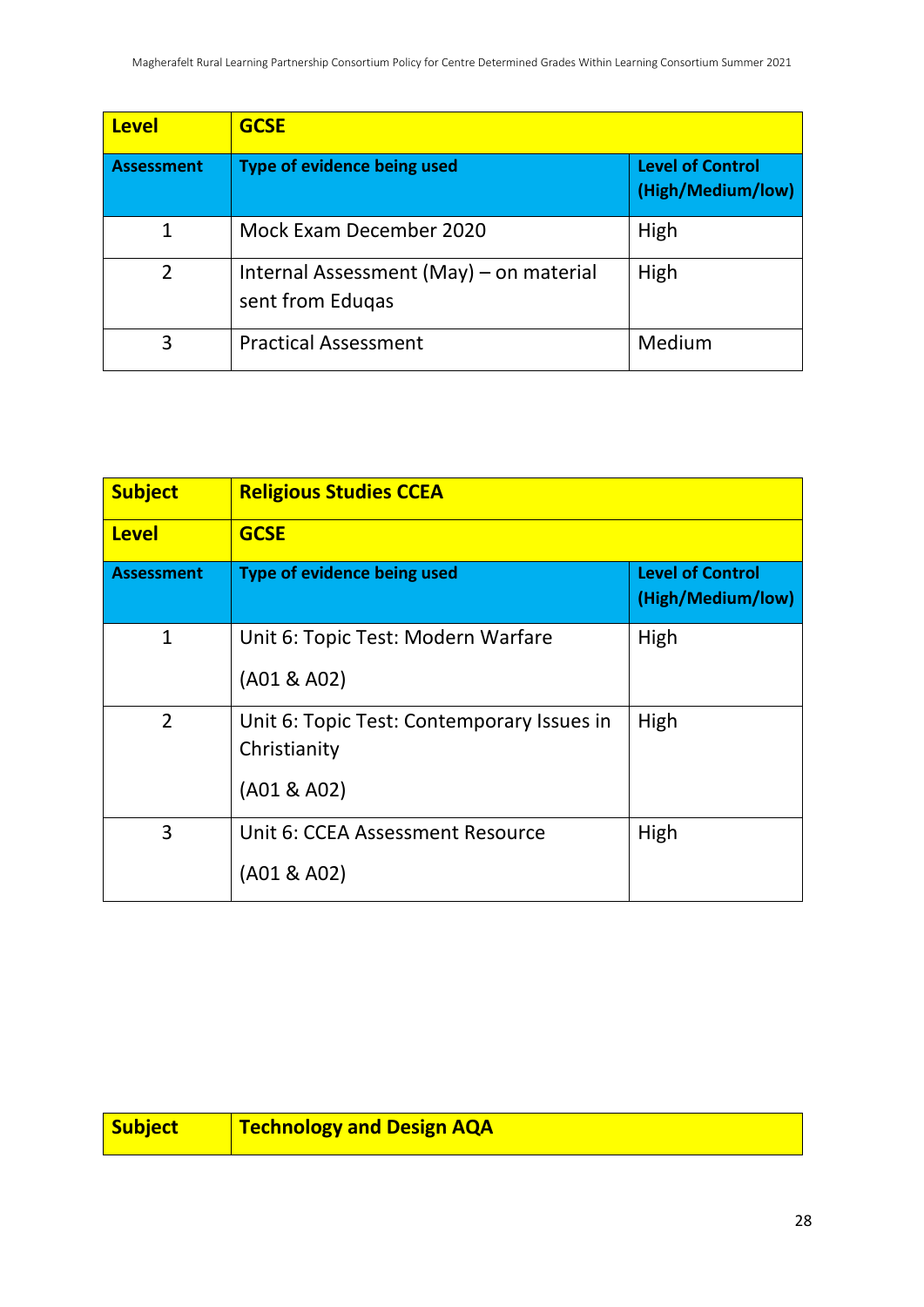| Level | GCSE | |
|---|---|---|
| **Assessment** | **Type of evidence being used** | **Level of Control (High/Medium/low)** |
| 1 | Mock Exam December 2020 | High |
| 2 | Internal Assessment (May) – on material sent from Eduqas | High |
| 3 | Practical Assessment | Medium |

| Subject | Religious Studies CCEA | |
|---|---|---|
| **Level** | **GCSE** | |
| **Assessment** | **Type of evidence being used** | **Level of Control (High/Medium/low)** |
| 1 | Unit 6: Topic Test: Modern Warfare<br><br>(A01 & A02) | High |
| 2 | Unit 6: Topic Test: Contemporary Issues in Christianity<br><br>(A01 & A02) | High |
| 3 | Unit 6: CCEA Assessment Resource<br><br>(A01 & A02) | High |

| Subject | Technology and Design AQA |
|---|---|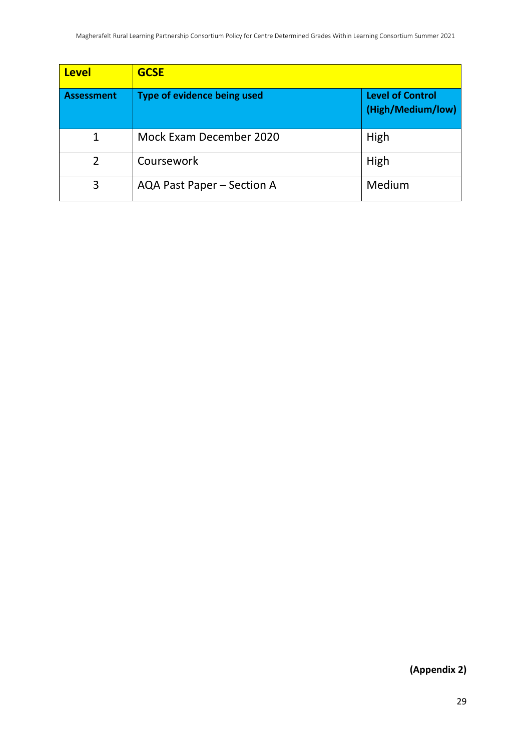| Level | GCSE | |
|---|---|---|
| **Assessment** | **Type of evidence being used** | **Level of Control (High/Medium/low)** |
| 1 | Mock Exam December 2020 | High |
| 2 | Coursework | High |
| 3 | AQA Past Paper – Section A | Medium |

**(Appendix 2)**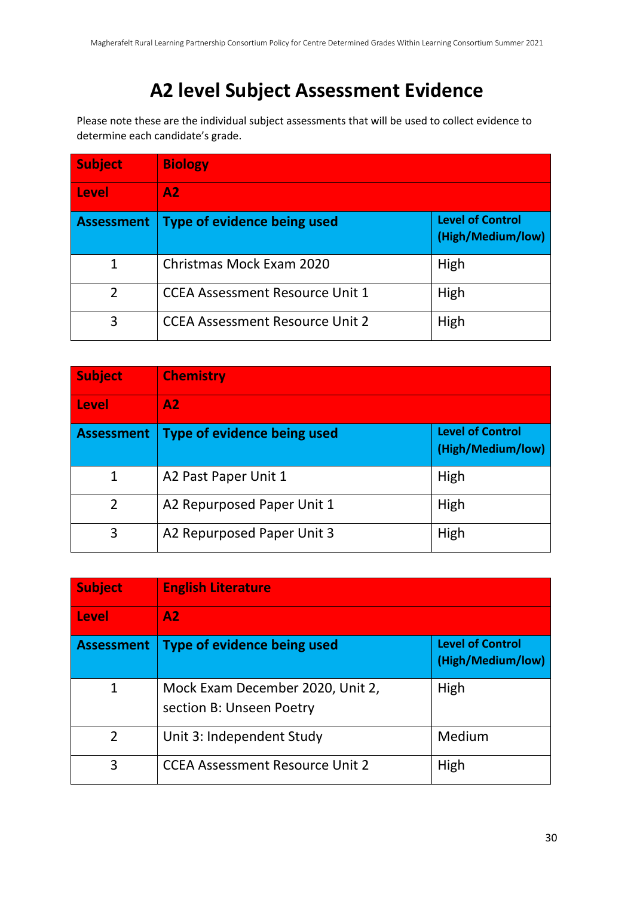# A2 level Subject Assessment Evidence

Please note these are the individual subject assessments that will be used to collect evidence to determine each candidate's grade.

| **Subject** | **Biology** | |
|---|---|---|
| **Level** | **A2** | |
| **Assessment** | **Type of evidence being used** | **Level of Control (High/Medium/low)** |
| 1 | Christmas Mock Exam 2020 | High |
| 2 | CCEA Assessment Resource Unit 1 | High |
| 3 | CCEA Assessment Resource Unit 2 | High |

| **Subject** | **Chemistry** | |
|---|---|---|
| **Level** | **A2** | |
| **Assessment** | **Type of evidence being used** | **Level of Control (High/Medium/low)** |
| 1 | A2 Past Paper Unit 1 | High |
| 2 | A2 Repurposed Paper Unit 1 | High |
| 3 | A2 Repurposed Paper Unit 3 | High |

| **Subject** | **English Literature** | |
|---|---|---|
| **Level** | **A2** | |
| **Assessment** | **Type of evidence being used** | **Level of Control (High/Medium/low)** |
| 1 | Mock Exam December 2020, Unit 2, section B: Unseen Poetry | High |
| 2 | Unit 3: Independent Study | Medium |
| 3 | CCEA Assessment Resource Unit 2 | High |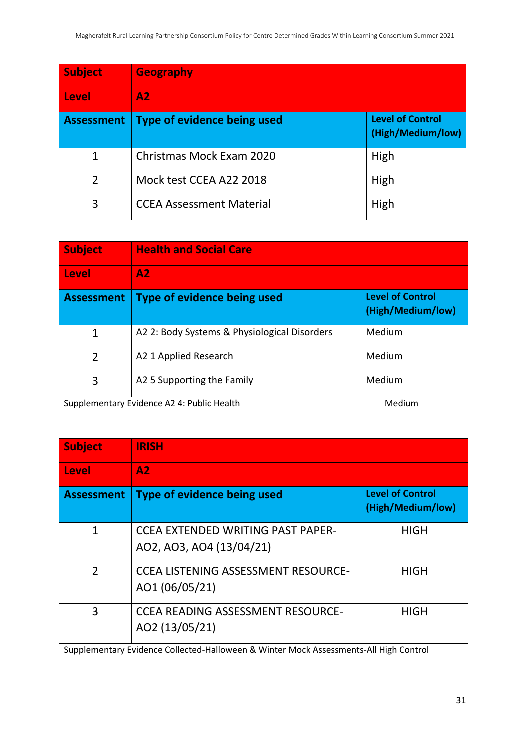| Subject | Geography | |
|---|---|---|
| **Level** | **A2** | |
| **Assessment** | **Type of evidence being used** | **Level of Control (High/Medium/low)** |
| 1 | Christmas Mock Exam 2020 | High |
| 2 | Mock test CCEA A22 2018 | High |
| 3 | CCEA Assessment Material | High |

| Subject | Health and Social Care | |
|---|---|---|
| **Level** | **A2** | |
| **Assessment** | **Type of evidence being used** | **Level of Control (High/Medium/low)** |
| 1 | A2 2: Body Systems & Physiological Disorders | Medium |
| 2 | A2 1 Applied Research | Medium |
| 3 | A2 5 Supporting the Family | Medium |

Supplementary Evidence A2 4: Public Health Medium

| Subject | IRISH | |
|---|---|---|
| **Level** | **A2** | |
| **Assessment** | **Type of evidence being used** | **Level of Control (High/Medium/low)** |
| 1 | CCEA EXTENDED WRITING PAST PAPER- AO2, AO3, AO4 (13/04/21) | HIGH |
| 2 | CCEA LISTENING ASSESSMENT RESOURCE- AO1 (06/05/21) | HIGH |
| 3 | CCEA READING ASSESSMENT RESOURCE- AO2 (13/05/21) | HIGH |

Supplementary Evidence Collected-Halloween & Winter Mock Assessments-All High Control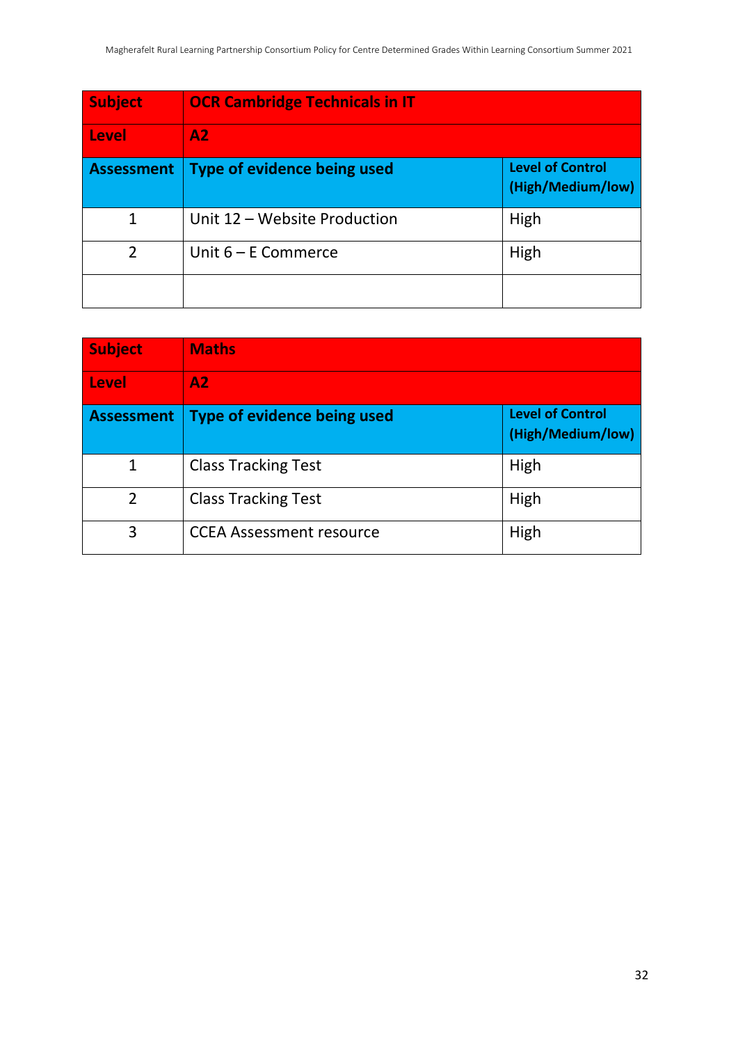| Subject | OCR Cambridge Technicals in IT | |
|---|---|---|
| Level | A2 | |
| Assessment | Type of evidence being used | Level of Control (High/Medium/low) |
| 1 | Unit 12 – Website Production | High |
| 2 | Unit 6 – E Commerce | High |
| | | |

| Subject | Maths | |
|---|---|---|
| Level | A2 | |
| Assessment | Type of evidence being used | Level of Control (High/Medium/low) |
| 1 | Class Tracking Test | High |
| 2 | Class Tracking Test | High |
| 3 | CCEA Assessment resource | High |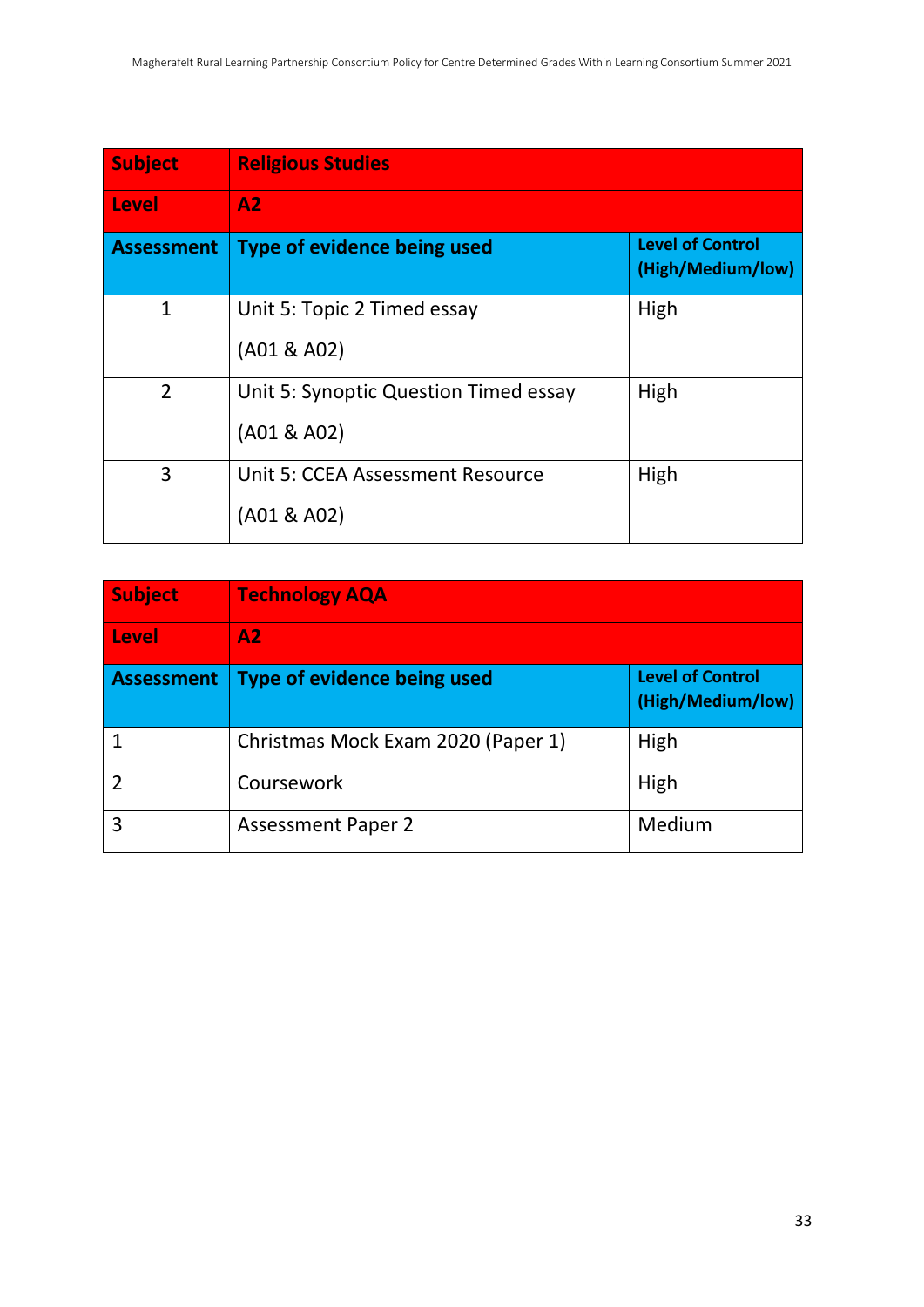| Subject | Religious Studies | |
|---|---|---|
| **Level** | **A2** | |
| **Assessment** | **Type of evidence being used** | **Level of Control (High/Medium/low)** |
| 1 | Unit 5: Topic 2 Timed essay<br><br>(A01 & A02) | High |
| 2 | Unit 5: Synoptic Question Timed essay<br><br>(A01 & A02) | High |
| 3 | Unit 5: CCEA Assessment Resource<br><br>(A01 & A02) | High |

| Subject | Technology AQA | |
|---|---|---|
| **Level** | **A2** | |
| **Assessment** | **Type of evidence being used** | **Level of Control (High/Medium/low)** |
| 1 | Christmas Mock Exam 2020 (Paper 1) | High |
| 2 | Coursework | High |
| 3 | Assessment Paper 2 | Medium |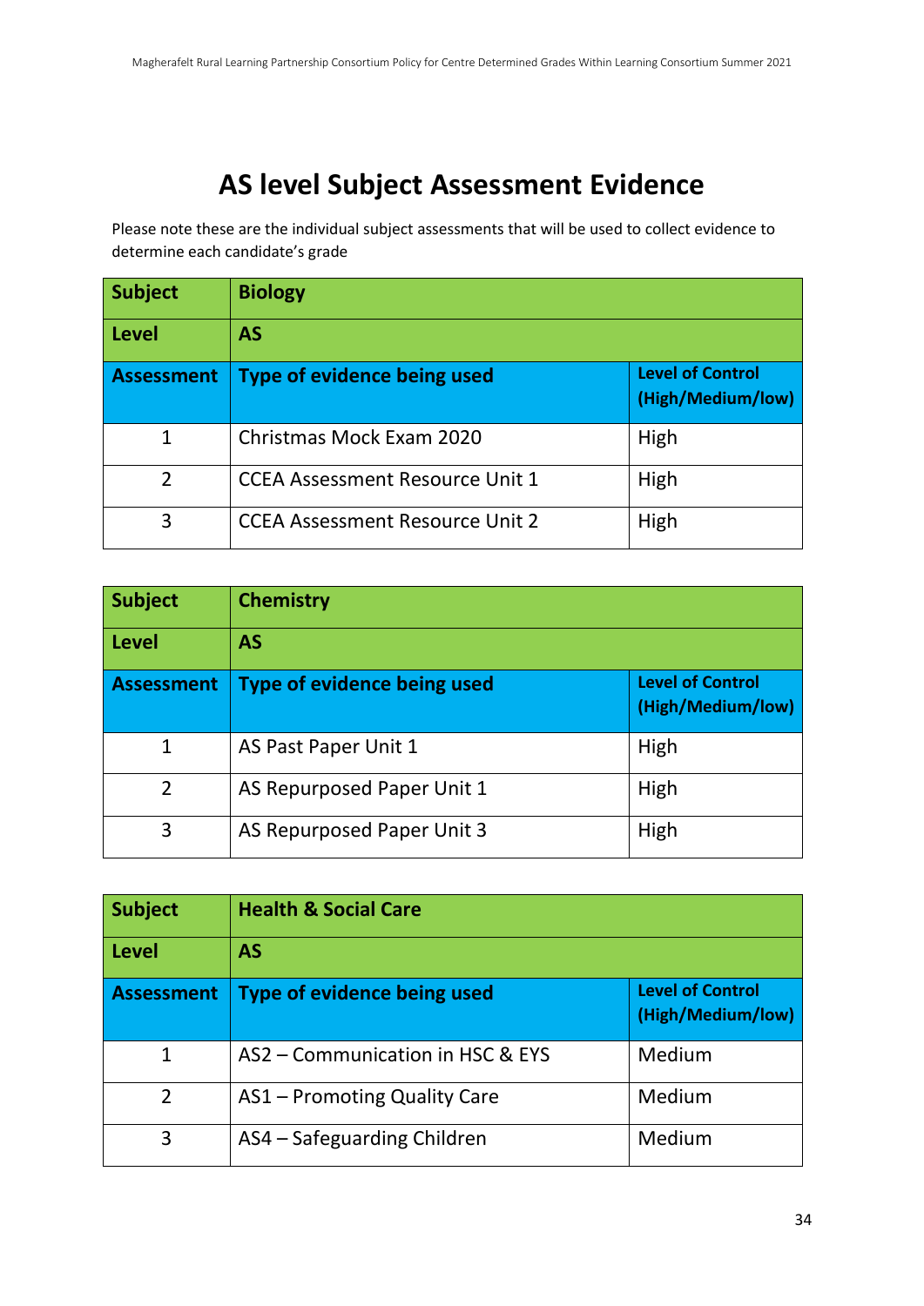# AS level Subject Assessment Evidence

Please note these are the individual subject assessments that will be used to collect evidence to determine each candidate's grade

| **Subject** | **Biology** | |
|---|---|---|
| **Level** | **AS** | |
| **Assessment** | **Type of evidence being used** | **Level of Control (High/Medium/low)** |
| 1 | Christmas Mock Exam 2020 | High |
| 2 | CCEA Assessment Resource Unit 1 | High |
| 3 | CCEA Assessment Resource Unit 2 | High |

| **Subject** | **Chemistry** | |
|---|---|---|
| **Level** | **AS** | |
| **Assessment** | **Type of evidence being used** | **Level of Control (High/Medium/low)** |
| 1 | AS Past Paper Unit 1 | High |
| 2 | AS Repurposed Paper Unit 1 | High |
| 3 | AS Repurposed Paper Unit 3 | High |

| **Subject** | **Health & Social Care** | |
|---|---|---|
| **Level** | **AS** | |
| **Assessment** | **Type of evidence being used** | **Level of Control (High/Medium/low)** |
| 1 | AS2 – Communication in HSC & EYS | Medium |
| 2 | AS1 – Promoting Quality Care | Medium |
| 3 | AS4 – Safeguarding Children | Medium |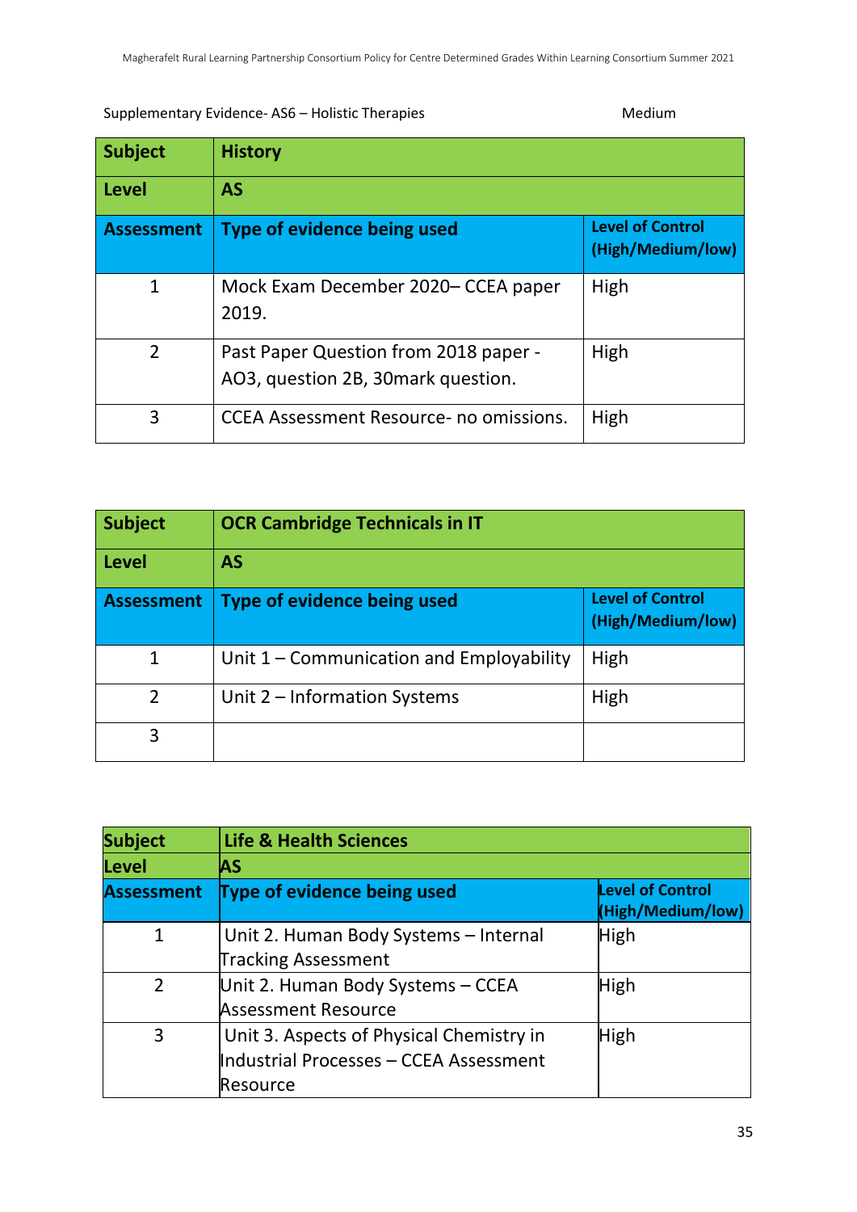Supplementary Evidence- AS6 – Holistic Therapies Medium

| Subject | History | |
|---|---|---|
| Level | AS | |
| Assessment | Type of evidence being used | Level of Control (High/Medium/low) |
| 1 | Mock Exam December 2020– CCEA paper 2019. | High |
| 2 | Past Paper Question from 2018 paper - AO3, question 2B, 30mark question. | High |
| 3 | CCEA Assessment Resource- no omissions. | High |

| Subject | OCR Cambridge Technicals in IT | |
|---|---|---|
| Level | AS | |
| Assessment | Type of evidence being used | Level of Control (High/Medium/low) |
| 1 | Unit 1 – Communication and Employability | High |
| 2 | Unit 2 – Information Systems | High |
| 3 | | |

| Subject | Life & Health Sciences | |
|---|---|---|
| Level | AS | |
| Assessment | Type of evidence being used | Level of Control (High/Medium/low) |
| 1 | Unit 2. Human Body Systems – Internal Tracking Assessment | High |
| 2 | Unit 2. Human Body Systems – CCEA Assessment Resource | High |
| 3 | Unit 3. Aspects of Physical Chemistry in Industrial Processes – CCEA Assessment Resource | High |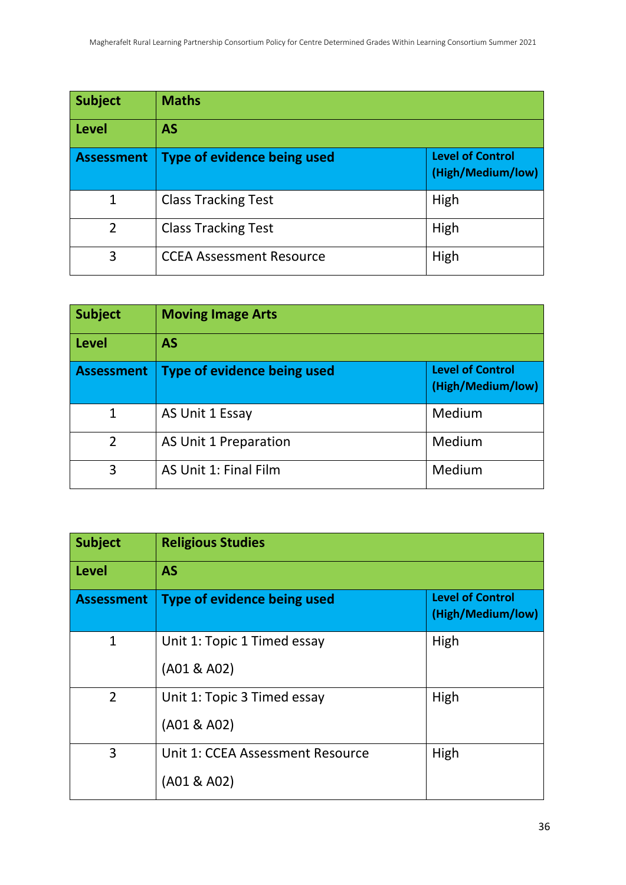| Subject | Maths | |
|---|---|---|
| **Level** | **AS** | |
| **Assessment** | **Type of evidence being used** | **Level of Control (High/Medium/low)** |
| 1 | Class Tracking Test | High |
| 2 | Class Tracking Test | High |
| 3 | CCEA Assessment Resource | High |

| Subject | Moving Image Arts | |
|---|---|---|
| **Level** | **AS** | |
| **Assessment** | **Type of evidence being used** | **Level of Control (High/Medium/low)** |
| 1 | AS Unit 1 Essay | Medium |
| 2 | AS Unit 1 Preparation | Medium |
| 3 | AS Unit 1: Final Film | Medium |

| Subject | Religious Studies | |
|---|---|---|
| **Level** | **AS** | |
| **Assessment** | **Type of evidence being used** | **Level of Control (High/Medium/low)** |
| 1 | Unit 1: Topic 1 Timed essay (A01 & A02) | High |
| 2 | Unit 1: Topic 3 Timed essay (A01 & A02) | High |
| 3 | Unit 1: CCEA Assessment Resource (A01 & A02) | High |